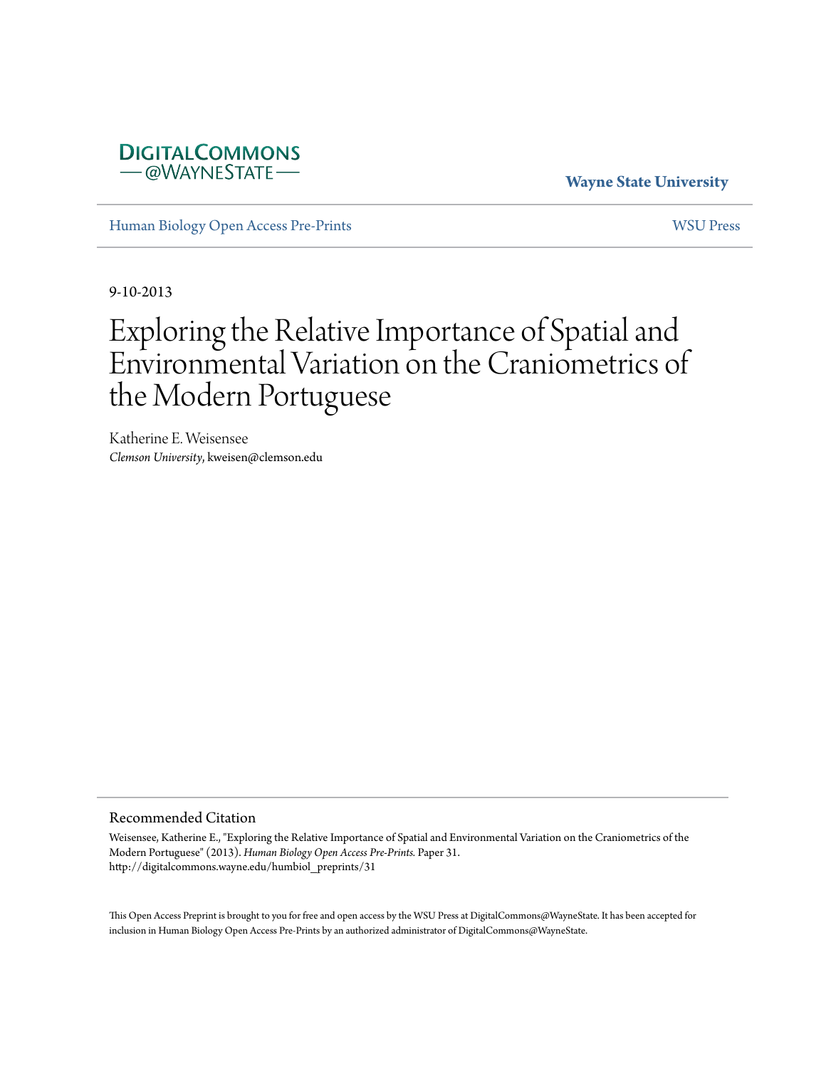DigitalCommons @WayneState

Wayne State University

Human Biology Open Access Pre-Prints

WSU Press

9-10-2013

# Exploring the Relative Importance of Spatial and Environmental Variation on the Craniometrics of the Modern Portuguese

Katherine E. Weisensee
*Clemson University*, kweisen@clemson.edu

## Recommended Citation

Weisensee, Katherine E., "Exploring the Relative Importance of Spatial and Environmental Variation on the Craniometrics of the Modern Portuguese" (2013). *Human Biology Open Access Pre-Prints*. Paper 31.
http://digitalcommons.wayne.edu/humbiol_preprints/31

This Open Access Preprint is brought to you for free and open access by the WSU Press at DigitalCommons@WayneState. It has been accepted for inclusion in Human Biology Open Access Pre-Prints by an authorized administrator of DigitalCommons@WayneState.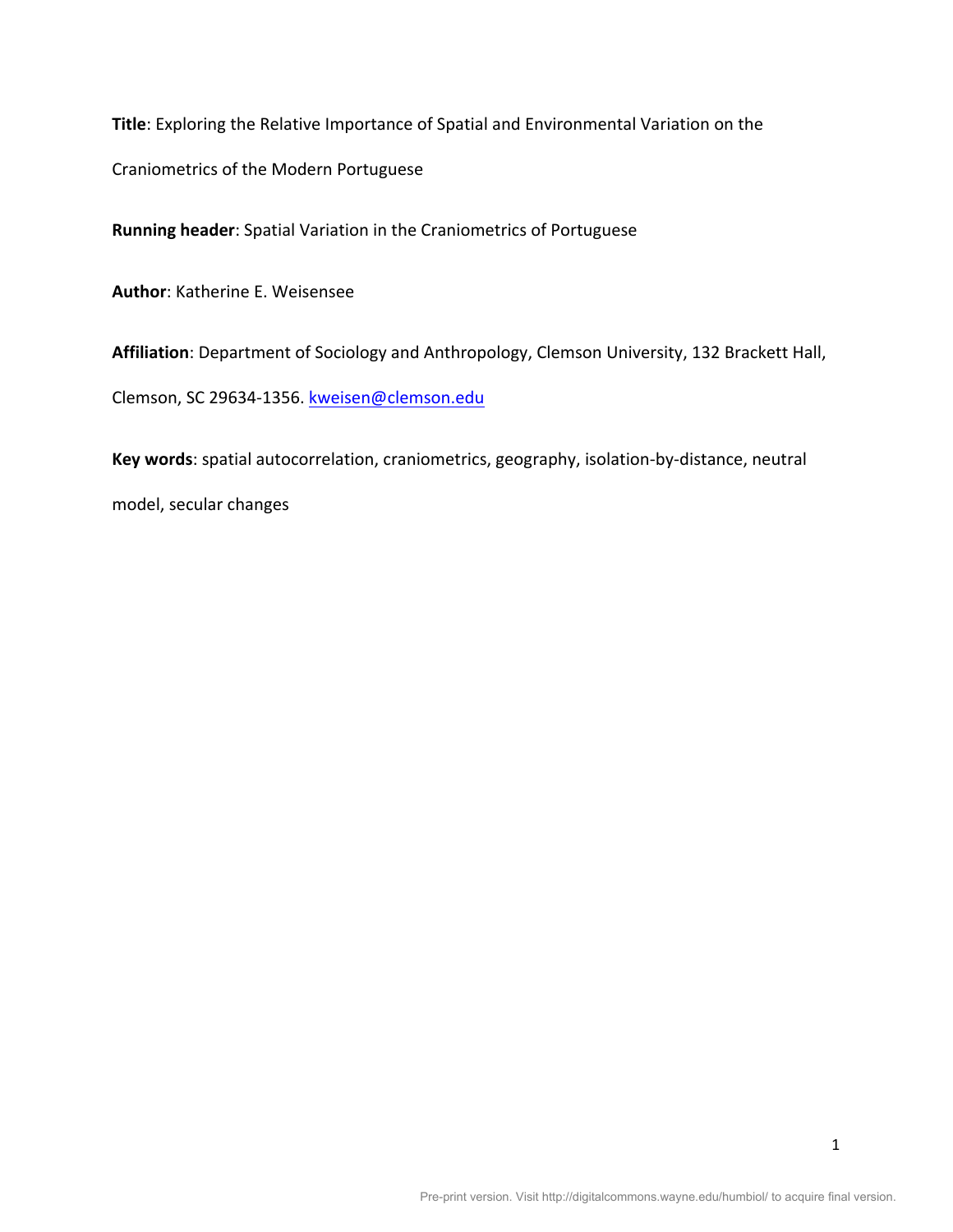**Title**: Exploring the Relative Importance of Spatial and Environmental Variation on the Craniometrics of the Modern Portuguese

**Running header**: Spatial Variation in the Craniometrics of Portuguese

**Author**: Katherine E. Weisensee

**Affiliation**: Department of Sociology and Anthropology, Clemson University, 132 Brackett Hall, Clemson, SC 29634-1356. kweisen@clemson.edu

**Key words**: spatial autocorrelation, craniometrics, geography, isolation-by-distance, neutral model, secular changes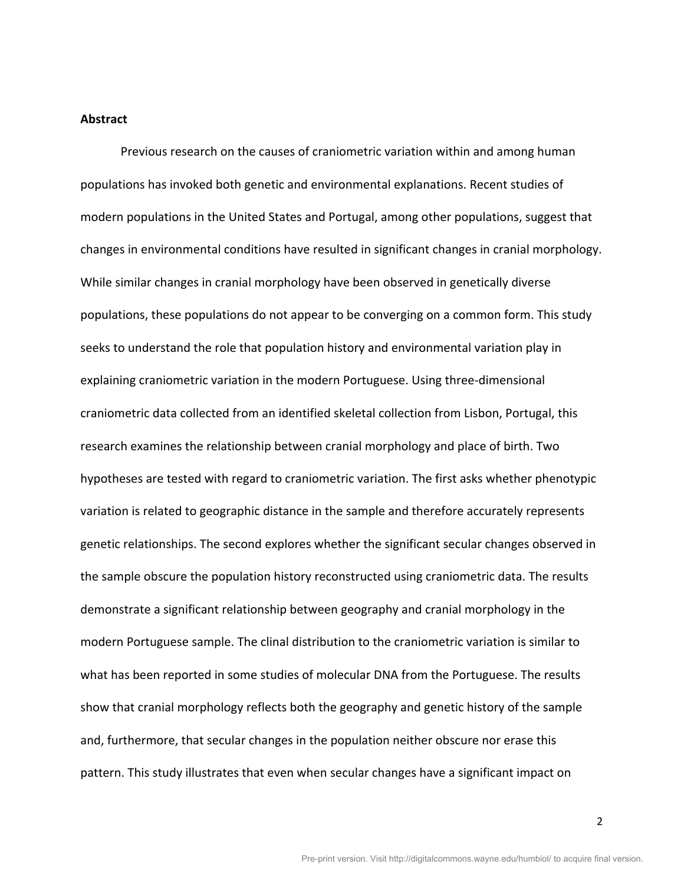**Abstract**

Previous research on the causes of craniometric variation within and among human populations has invoked both genetic and environmental explanations. Recent studies of modern populations in the United States and Portugal, among other populations, suggest that changes in environmental conditions have resulted in significant changes in cranial morphology. While similar changes in cranial morphology have been observed in genetically diverse populations, these populations do not appear to be converging on a common form. This study seeks to understand the role that population history and environmental variation play in explaining craniometric variation in the modern Portuguese. Using three-dimensional craniometric data collected from an identified skeletal collection from Lisbon, Portugal, this research examines the relationship between cranial morphology and place of birth. Two hypotheses are tested with regard to craniometric variation. The first asks whether phenotypic variation is related to geographic distance in the sample and therefore accurately represents genetic relationships. The second explores whether the significant secular changes observed in the sample obscure the population history reconstructed using craniometric data. The results demonstrate a significant relationship between geography and cranial morphology in the modern Portuguese sample. The clinal distribution to the craniometric variation is similar to what has been reported in some studies of molecular DNA from the Portuguese. The results show that cranial morphology reflects both the geography and genetic history of the sample and, furthermore, that secular changes in the population neither obscure nor erase this pattern. This study illustrates that even when secular changes have a significant impact on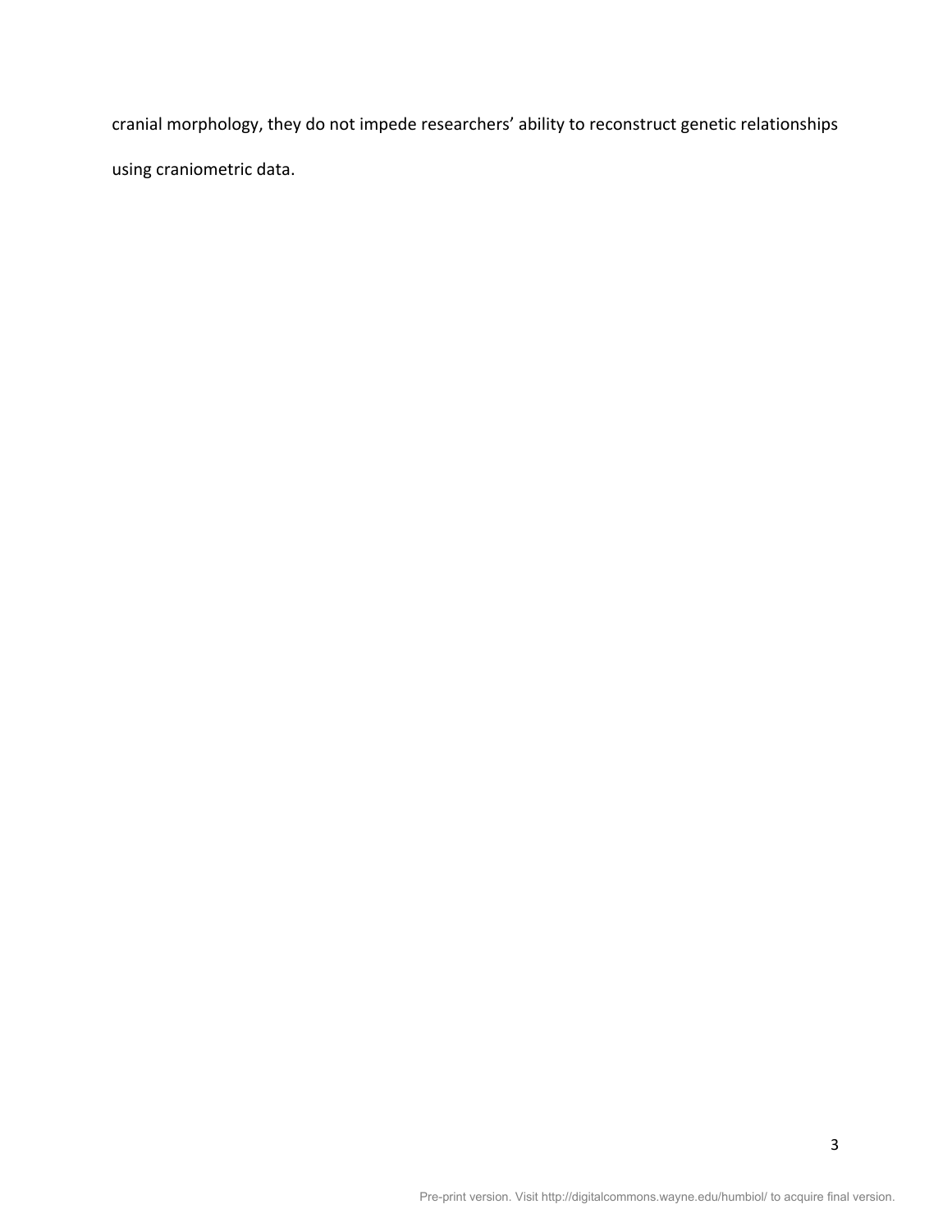cranial morphology, they do not impede researchers' ability to reconstruct genetic relationships using craniometric data.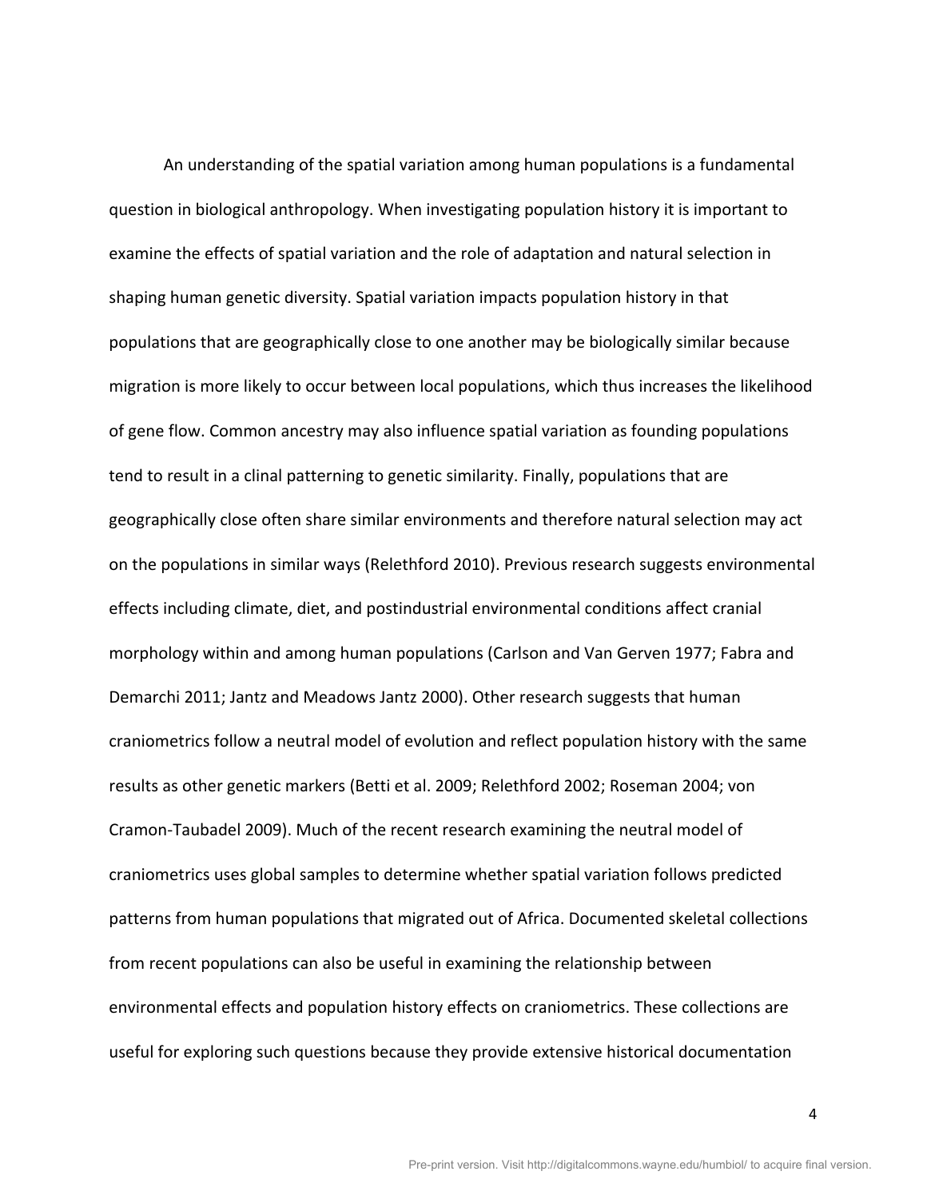An understanding of the spatial variation among human populations is a fundamental question in biological anthropology. When investigating population history it is important to examine the effects of spatial variation and the role of adaptation and natural selection in shaping human genetic diversity. Spatial variation impacts population history in that populations that are geographically close to one another may be biologically similar because migration is more likely to occur between local populations, which thus increases the likelihood of gene flow. Common ancestry may also influence spatial variation as founding populations tend to result in a clinal patterning to genetic similarity. Finally, populations that are geographically close often share similar environments and therefore natural selection may act on the populations in similar ways (Relethford 2010). Previous research suggests environmental effects including climate, diet, and postindustrial environmental conditions affect cranial morphology within and among human populations (Carlson and Van Gerven 1977; Fabra and Demarchi 2011; Jantz and Meadows Jantz 2000). Other research suggests that human craniometrics follow a neutral model of evolution and reflect population history with the same results as other genetic markers (Betti et al. 2009; Relethford 2002; Roseman 2004; von Cramon-Taubadel 2009). Much of the recent research examining the neutral model of craniometrics uses global samples to determine whether spatial variation follows predicted patterns from human populations that migrated out of Africa. Documented skeletal collections from recent populations can also be useful in examining the relationship between environmental effects and population history effects on craniometrics. These collections are useful for exploring such questions because they provide extensive historical documentation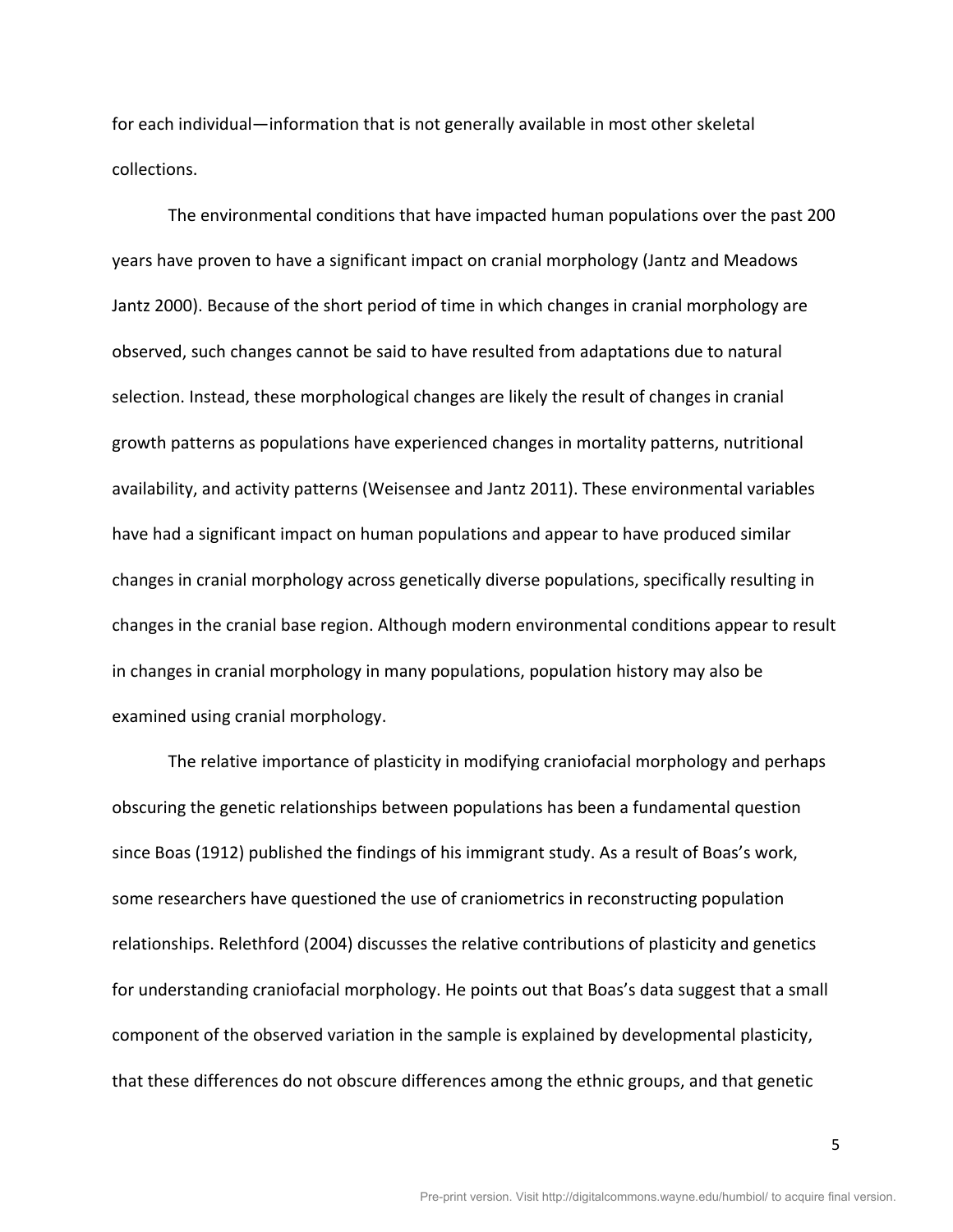for each individual—information that is not generally available in most other skeletal collections.

The environmental conditions that have impacted human populations over the past 200 years have proven to have a significant impact on cranial morphology (Jantz and Meadows Jantz 2000). Because of the short period of time in which changes in cranial morphology are observed, such changes cannot be said to have resulted from adaptations due to natural selection. Instead, these morphological changes are likely the result of changes in cranial growth patterns as populations have experienced changes in mortality patterns, nutritional availability, and activity patterns (Weisensee and Jantz 2011). These environmental variables have had a significant impact on human populations and appear to have produced similar changes in cranial morphology across genetically diverse populations, specifically resulting in changes in the cranial base region. Although modern environmental conditions appear to result in changes in cranial morphology in many populations, population history may also be examined using cranial morphology.

The relative importance of plasticity in modifying craniofacial morphology and perhaps obscuring the genetic relationships between populations has been a fundamental question since Boas (1912) published the findings of his immigrant study. As a result of Boas's work, some researchers have questioned the use of craniometrics in reconstructing population relationships. Relethford (2004) discusses the relative contributions of plasticity and genetics for understanding craniofacial morphology. He points out that Boas's data suggest that a small component of the observed variation in the sample is explained by developmental plasticity, that these differences do not obscure differences among the ethnic groups, and that genetic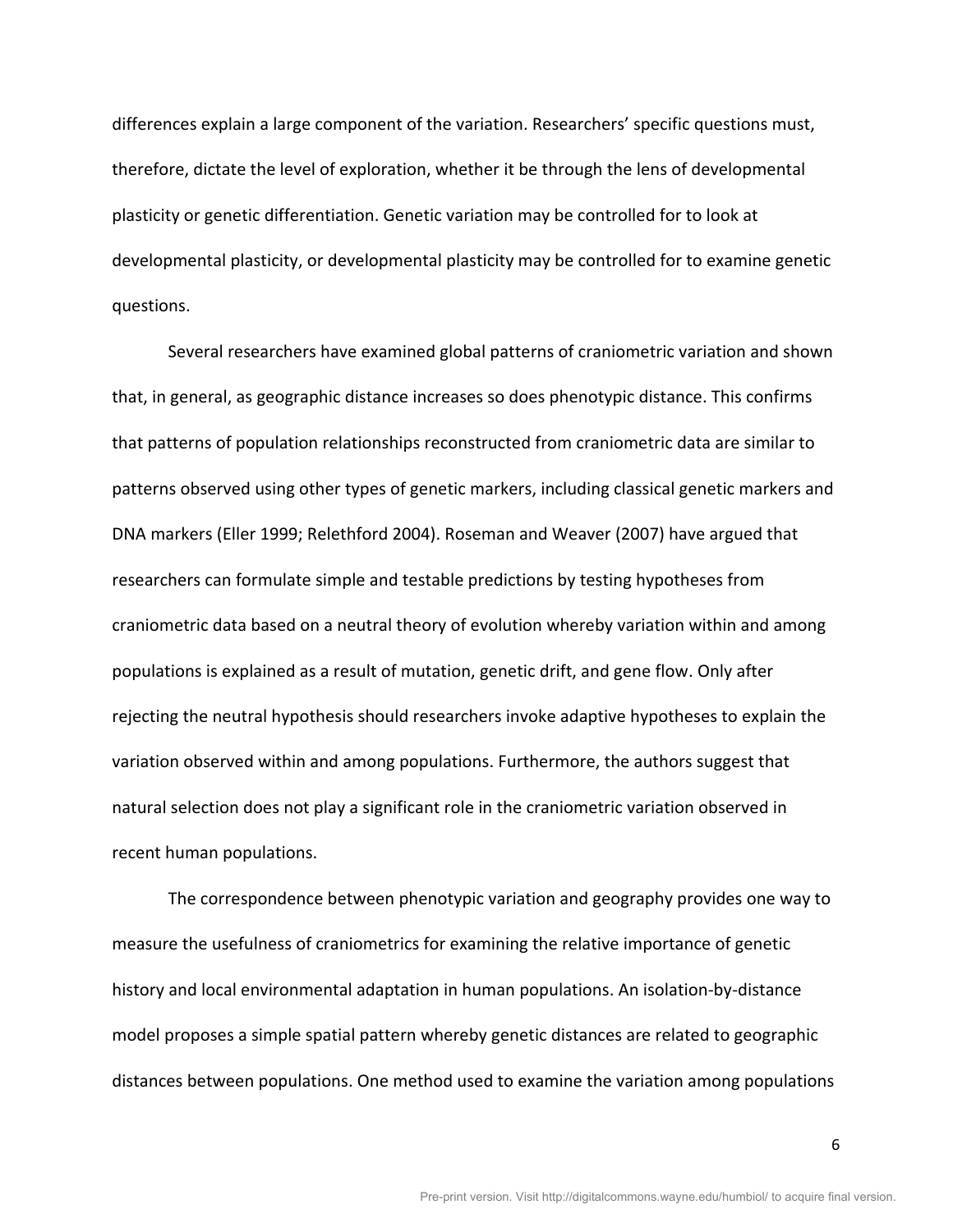differences explain a large component of the variation. Researchers' specific questions must, therefore, dictate the level of exploration, whether it be through the lens of developmental plasticity or genetic differentiation. Genetic variation may be controlled for to look at developmental plasticity, or developmental plasticity may be controlled for to examine genetic questions.

Several researchers have examined global patterns of craniometric variation and shown that, in general, as geographic distance increases so does phenotypic distance. This confirms that patterns of population relationships reconstructed from craniometric data are similar to patterns observed using other types of genetic markers, including classical genetic markers and DNA markers (Eller 1999; Relethford 2004). Roseman and Weaver (2007) have argued that researchers can formulate simple and testable predictions by testing hypotheses from craniometric data based on a neutral theory of evolution whereby variation within and among populations is explained as a result of mutation, genetic drift, and gene flow. Only after rejecting the neutral hypothesis should researchers invoke adaptive hypotheses to explain the variation observed within and among populations. Furthermore, the authors suggest that natural selection does not play a significant role in the craniometric variation observed in recent human populations.

The correspondence between phenotypic variation and geography provides one way to measure the usefulness of craniometrics for examining the relative importance of genetic history and local environmental adaptation in human populations. An isolation-by-distance model proposes a simple spatial pattern whereby genetic distances are related to geographic distances between populations. One method used to examine the variation among populations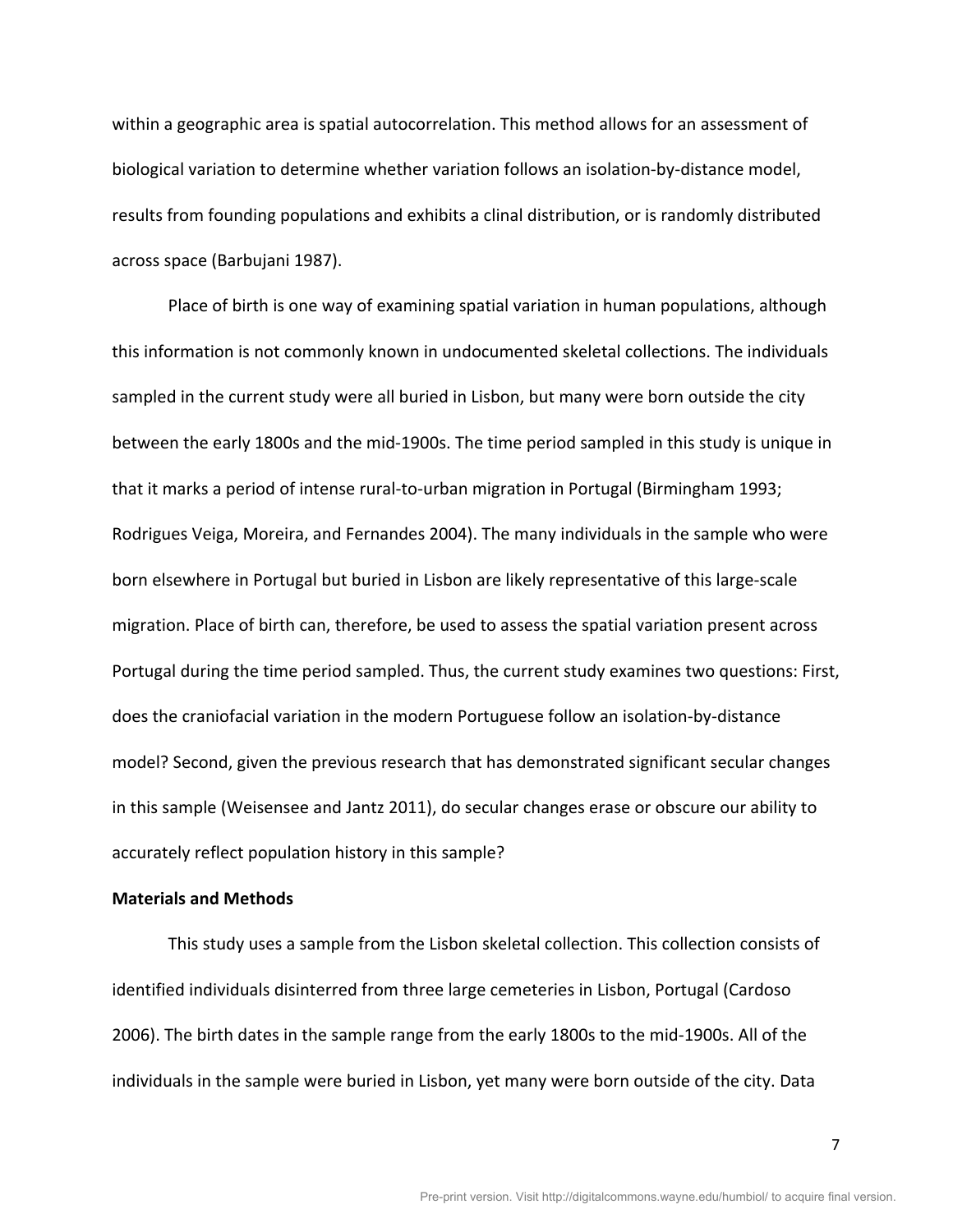within a geographic area is spatial autocorrelation. This method allows for an assessment of biological variation to determine whether variation follows an isolation-by-distance model, results from founding populations and exhibits a clinal distribution, or is randomly distributed across space (Barbujani 1987).

Place of birth is one way of examining spatial variation in human populations, although this information is not commonly known in undocumented skeletal collections. The individuals sampled in the current study were all buried in Lisbon, but many were born outside the city between the early 1800s and the mid-1900s. The time period sampled in this study is unique in that it marks a period of intense rural-to-urban migration in Portugal (Birmingham 1993; Rodrigues Veiga, Moreira, and Fernandes 2004). The many individuals in the sample who were born elsewhere in Portugal but buried in Lisbon are likely representative of this large-scale migration. Place of birth can, therefore, be used to assess the spatial variation present across Portugal during the time period sampled. Thus, the current study examines two questions: First, does the craniofacial variation in the modern Portuguese follow an isolation-by-distance model? Second, given the previous research that has demonstrated significant secular changes in this sample (Weisensee and Jantz 2011), do secular changes erase or obscure our ability to accurately reflect population history in this sample?

**Materials and Methods**

This study uses a sample from the Lisbon skeletal collection. This collection consists of identified individuals disinterred from three large cemeteries in Lisbon, Portugal (Cardoso 2006). The birth dates in the sample range from the early 1800s to the mid-1900s. All of the individuals in the sample were buried in Lisbon, yet many were born outside of the city. Data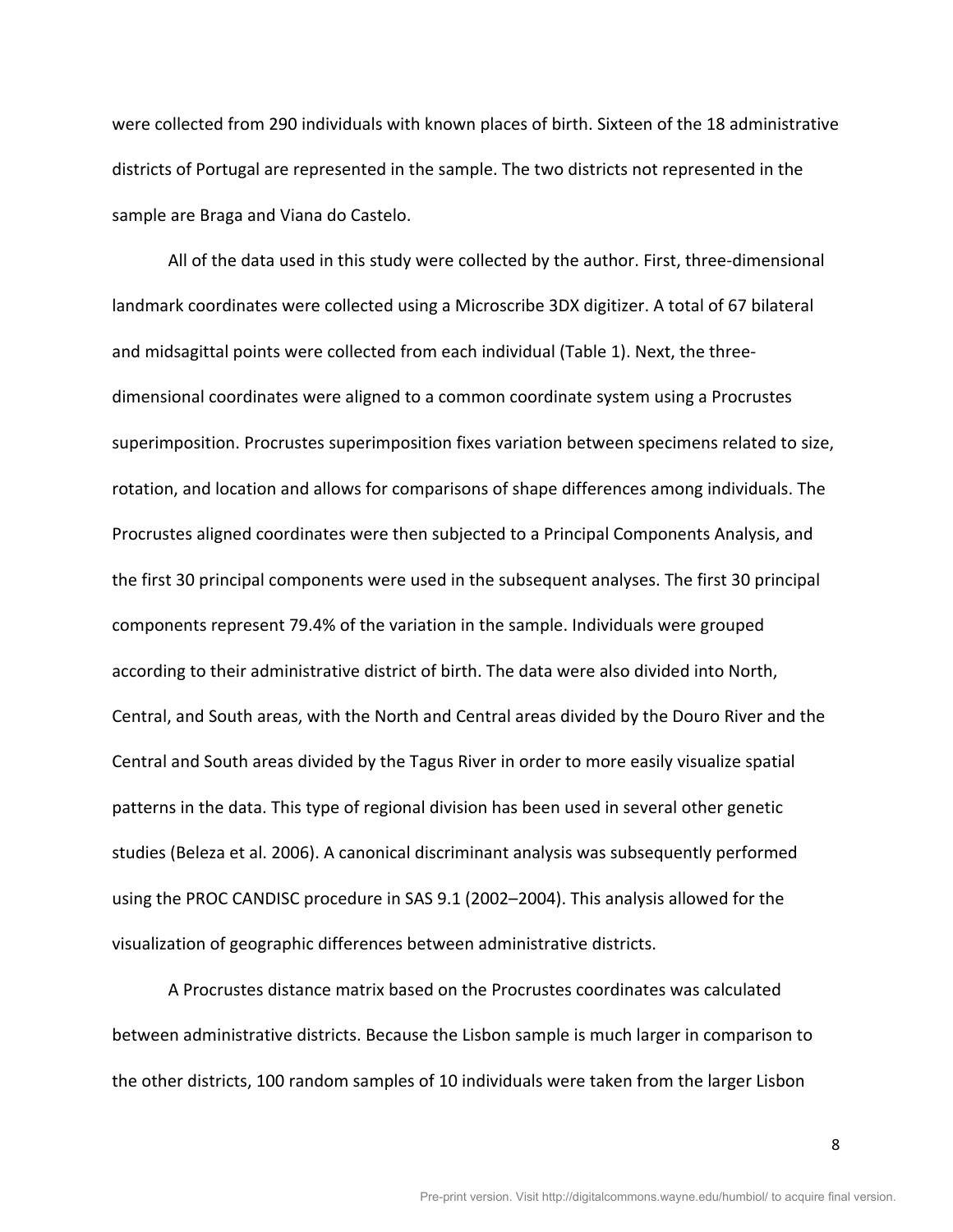were collected from 290 individuals with known places of birth. Sixteen of the 18 administrative districts of Portugal are represented in the sample. The two districts not represented in the sample are Braga and Viana do Castelo.

All of the data used in this study were collected by the author. First, three-dimensional landmark coordinates were collected using a Microscribe 3DX digitizer. A total of 67 bilateral and midsagittal points were collected from each individual (Table 1). Next, the three-dimensional coordinates were aligned to a common coordinate system using a Procrustes superimposition. Procrustes superimposition fixes variation between specimens related to size, rotation, and location and allows for comparisons of shape differences among individuals. The Procrustes aligned coordinates were then subjected to a Principal Components Analysis, and the first 30 principal components were used in the subsequent analyses. The first 30 principal components represent 79.4% of the variation in the sample. Individuals were grouped according to their administrative district of birth. The data were also divided into North, Central, and South areas, with the North and Central areas divided by the Douro River and the Central and South areas divided by the Tagus River in order to more easily visualize spatial patterns in the data. This type of regional division has been used in several other genetic studies (Beleza et al. 2006). A canonical discriminant analysis was subsequently performed using the PROC CANDISC procedure in SAS 9.1 (2002–2004). This analysis allowed for the visualization of geographic differences between administrative districts.

A Procrustes distance matrix based on the Procrustes coordinates was calculated between administrative districts. Because the Lisbon sample is much larger in comparison to the other districts, 100 random samples of 10 individuals were taken from the larger Lisbon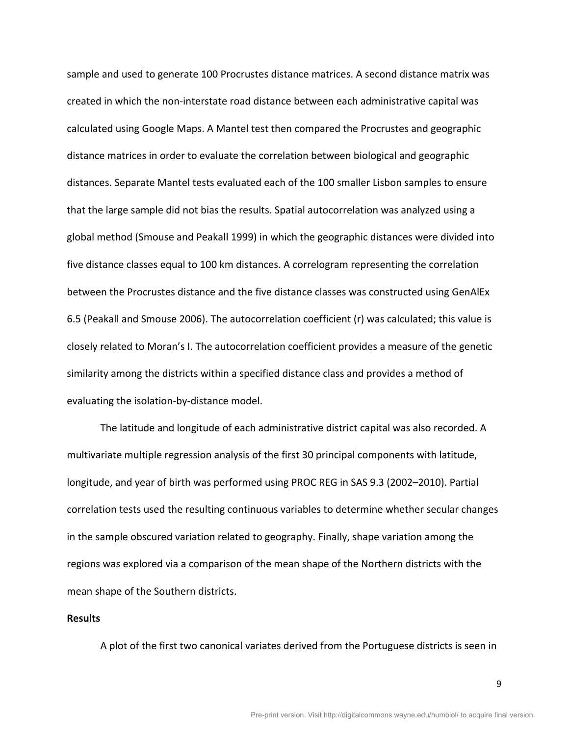sample and used to generate 100 Procrustes distance matrices. A second distance matrix was created in which the non-interstate road distance between each administrative capital was calculated using Google Maps. A Mantel test then compared the Procrustes and geographic distance matrices in order to evaluate the correlation between biological and geographic distances. Separate Mantel tests evaluated each of the 100 smaller Lisbon samples to ensure that the large sample did not bias the results. Spatial autocorrelation was analyzed using a global method (Smouse and Peakall 1999) in which the geographic distances were divided into five distance classes equal to 100 km distances. A correlogram representing the correlation between the Procrustes distance and the five distance classes was constructed using GenAlEx 6.5 (Peakall and Smouse 2006). The autocorrelation coefficient (r) was calculated; this value is closely related to Moran's I. The autocorrelation coefficient provides a measure of the genetic similarity among the districts within a specified distance class and provides a method of evaluating the isolation-by-distance model.

The latitude and longitude of each administrative district capital was also recorded. A multivariate multiple regression analysis of the first 30 principal components with latitude, longitude, and year of birth was performed using PROC REG in SAS 9.3 (2002–2010). Partial correlation tests used the resulting continuous variables to determine whether secular changes in the sample obscured variation related to geography. Finally, shape variation among the regions was explored via a comparison of the mean shape of the Northern districts with the mean shape of the Southern districts.

**Results**

A plot of the first two canonical variates derived from the Portuguese districts is seen in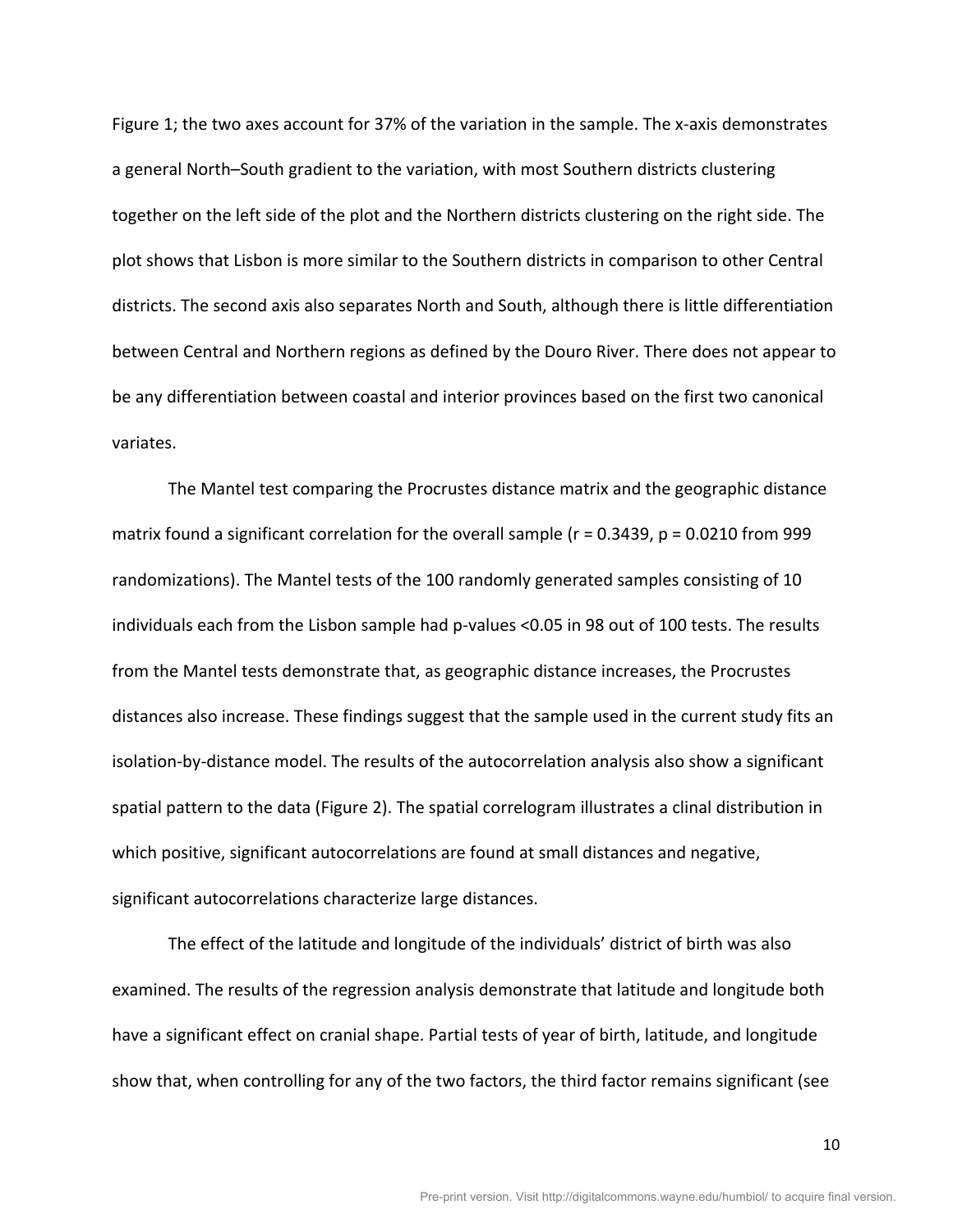Figure 1; the two axes account for 37% of the variation in the sample. The x-axis demonstrates a general North–South gradient to the variation, with most Southern districts clustering together on the left side of the plot and the Northern districts clustering on the right side. The plot shows that Lisbon is more similar to the Southern districts in comparison to other Central districts. The second axis also separates North and South, although there is little differentiation between Central and Northern regions as defined by the Douro River. There does not appear to be any differentiation between coastal and interior provinces based on the first two canonical variates.

The Mantel test comparing the Procrustes distance matrix and the geographic distance matrix found a significant correlation for the overall sample ($r = 0.3439$, $p = 0.0210$ from 999 randomizations). The Mantel tests of the 100 randomly generated samples consisting of 10 individuals each from the Lisbon sample had p-values $<0.05$ in 98 out of 100 tests. The results from the Mantel tests demonstrate that, as geographic distance increases, the Procrustes distances also increase. These findings suggest that the sample used in the current study fits an isolation-by-distance model. The results of the autocorrelation analysis also show a significant spatial pattern to the data (Figure 2). The spatial correlogram illustrates a clinal distribution in which positive, significant autocorrelations are found at small distances and negative, significant autocorrelations characterize large distances.

The effect of the latitude and longitude of the individuals' district of birth was also examined. The results of the regression analysis demonstrate that latitude and longitude both have a significant effect on cranial shape. Partial tests of year of birth, latitude, and longitude show that, when controlling for any of the two factors, the third factor remains significant (see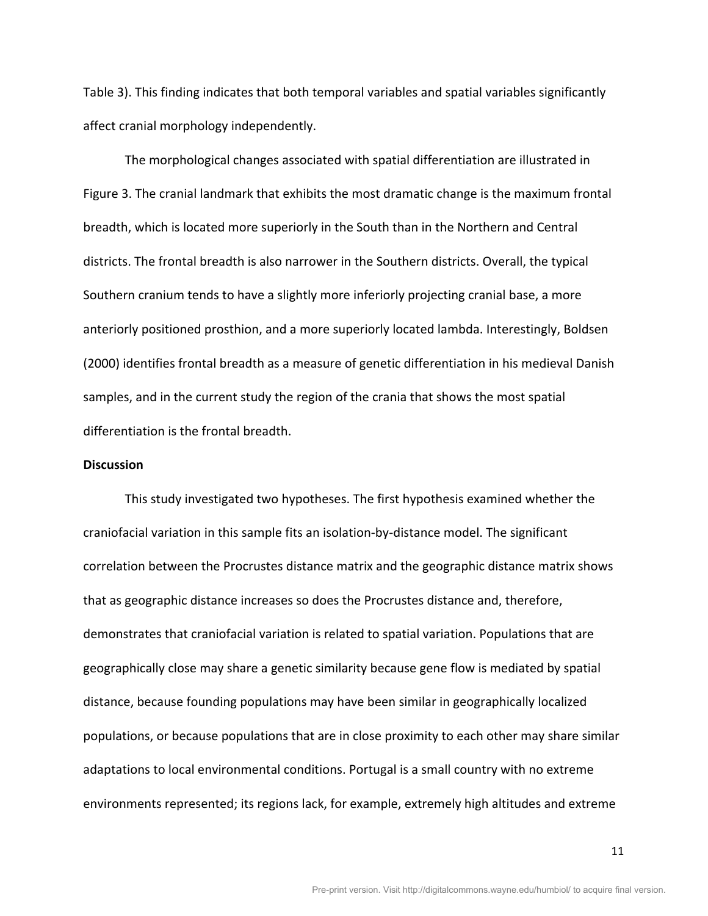Table 3). This finding indicates that both temporal variables and spatial variables significantly affect cranial morphology independently.

The morphological changes associated with spatial differentiation are illustrated in Figure 3. The cranial landmark that exhibits the most dramatic change is the maximum frontal breadth, which is located more superiorly in the South than in the Northern and Central districts. The frontal breadth is also narrower in the Southern districts. Overall, the typical Southern cranium tends to have a slightly more inferiorly projecting cranial base, a more anteriorly positioned prosthion, and a more superiorly located lambda. Interestingly, Boldsen (2000) identifies frontal breadth as a measure of genetic differentiation in his medieval Danish samples, and in the current study the region of the crania that shows the most spatial differentiation is the frontal breadth.

**Discussion**

This study investigated two hypotheses. The first hypothesis examined whether the craniofacial variation in this sample fits an isolation-by-distance model. The significant correlation between the Procrustes distance matrix and the geographic distance matrix shows that as geographic distance increases so does the Procrustes distance and, therefore, demonstrates that craniofacial variation is related to spatial variation. Populations that are geographically close may share a genetic similarity because gene flow is mediated by spatial distance, because founding populations may have been similar in geographically localized populations, or because populations that are in close proximity to each other may share similar adaptations to local environmental conditions. Portugal is a small country with no extreme environments represented; its regions lack, for example, extremely high altitudes and extreme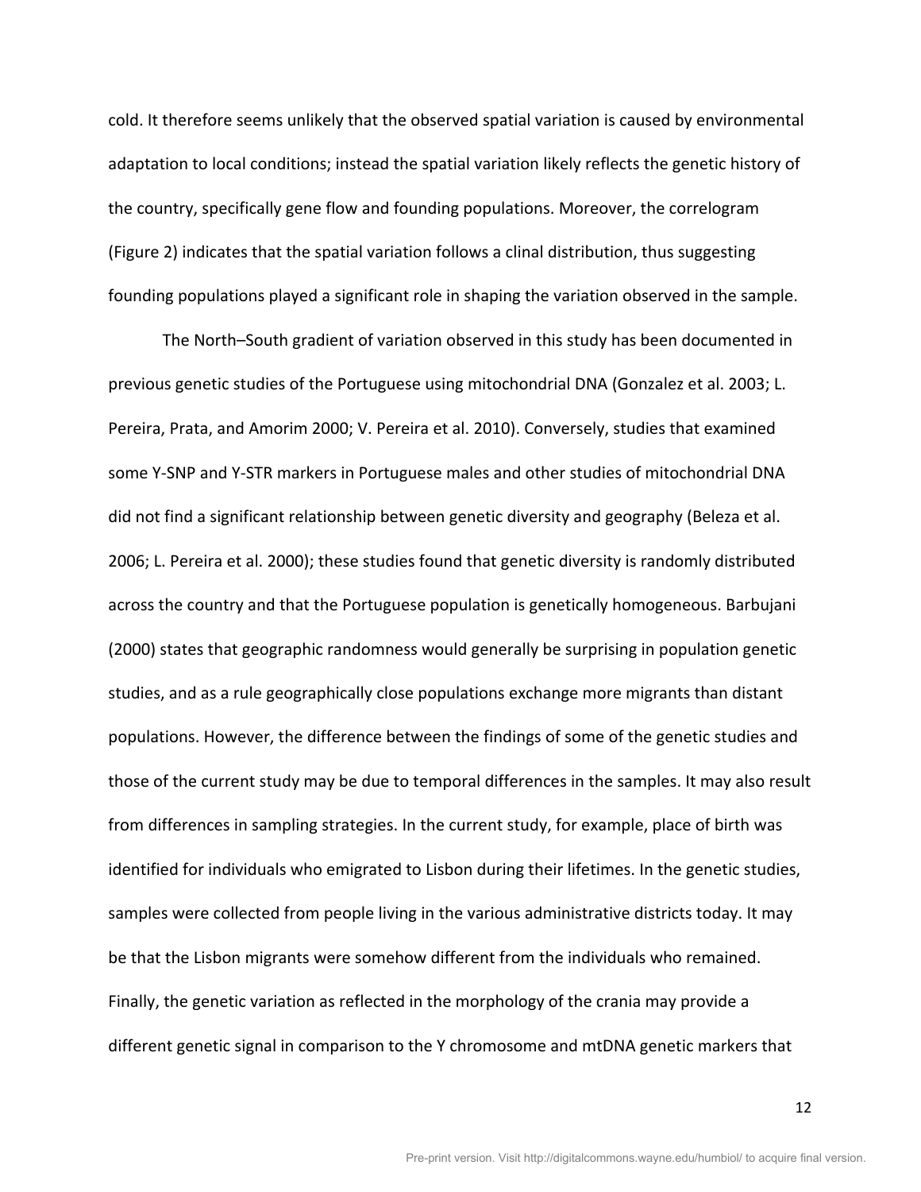cold. It therefore seems unlikely that the observed spatial variation is caused by environmental adaptation to local conditions; instead the spatial variation likely reflects the genetic history of the country, specifically gene flow and founding populations. Moreover, the correlogram (Figure 2) indicates that the spatial variation follows a clinal distribution, thus suggesting founding populations played a significant role in shaping the variation observed in the sample.

The North–South gradient of variation observed in this study has been documented in previous genetic studies of the Portuguese using mitochondrial DNA (Gonzalez et al. 2003; L. Pereira, Prata, and Amorim 2000; V. Pereira et al. 2010). Conversely, studies that examined some Y-SNP and Y-STR markers in Portuguese males and other studies of mitochondrial DNA did not find a significant relationship between genetic diversity and geography (Beleza et al. 2006; L. Pereira et al. 2000); these studies found that genetic diversity is randomly distributed across the country and that the Portuguese population is genetically homogeneous. Barbujani (2000) states that geographic randomness would generally be surprising in population genetic studies, and as a rule geographically close populations exchange more migrants than distant populations. However, the difference between the findings of some of the genetic studies and those of the current study may be due to temporal differences in the samples. It may also result from differences in sampling strategies. In the current study, for example, place of birth was identified for individuals who emigrated to Lisbon during their lifetimes. In the genetic studies, samples were collected from people living in the various administrative districts today. It may be that the Lisbon migrants were somehow different from the individuals who remained. Finally, the genetic variation as reflected in the morphology of the crania may provide a different genetic signal in comparison to the Y chromosome and mtDNA genetic markers that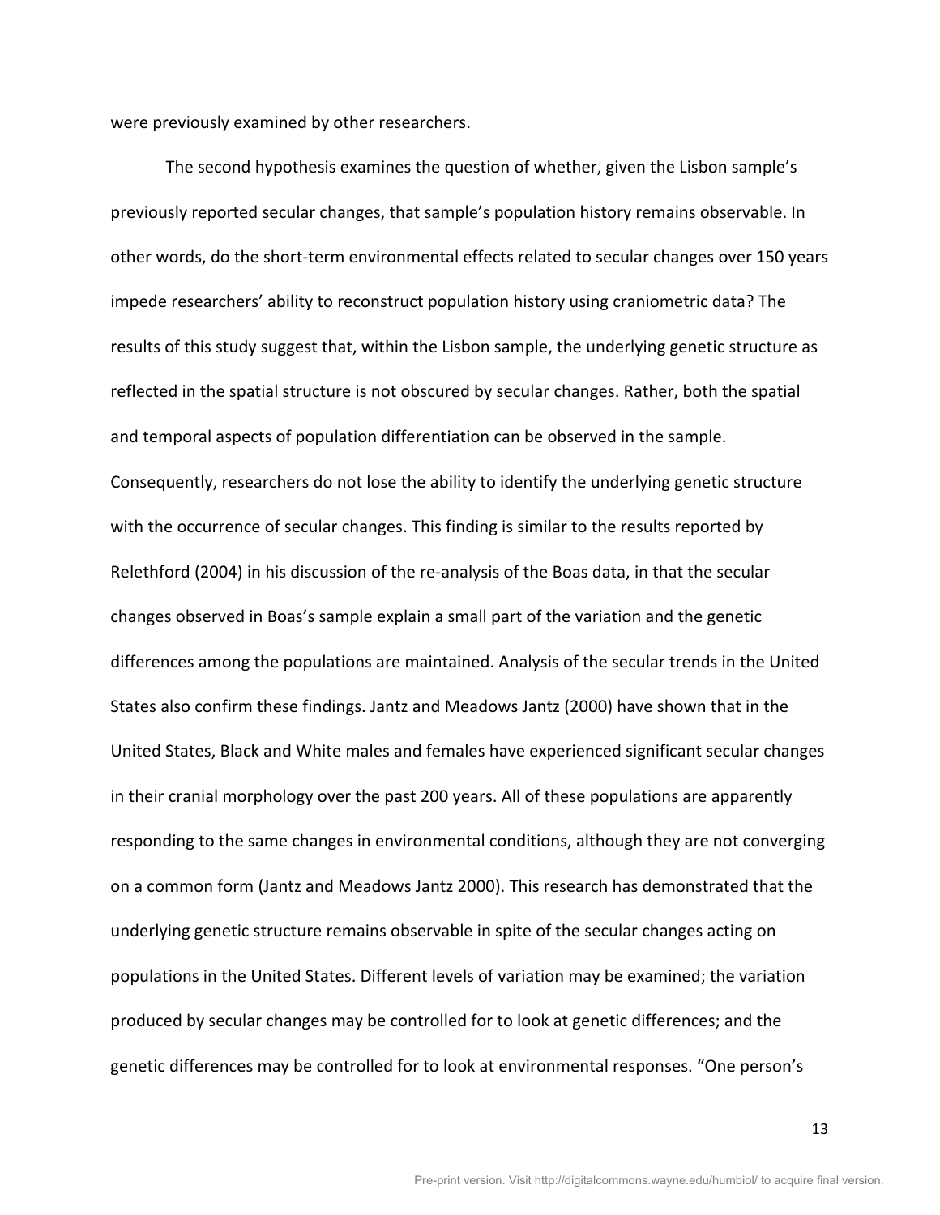were previously examined by other researchers.

The second hypothesis examines the question of whether, given the Lisbon sample's previously reported secular changes, that sample's population history remains observable. In other words, do the short-term environmental effects related to secular changes over 150 years impede researchers' ability to reconstruct population history using craniometric data? The results of this study suggest that, within the Lisbon sample, the underlying genetic structure as reflected in the spatial structure is not obscured by secular changes. Rather, both the spatial and temporal aspects of population differentiation can be observed in the sample. Consequently, researchers do not lose the ability to identify the underlying genetic structure with the occurrence of secular changes. This finding is similar to the results reported by Relethford (2004) in his discussion of the re-analysis of the Boas data, in that the secular changes observed in Boas's sample explain a small part of the variation and the genetic differences among the populations are maintained. Analysis of the secular trends in the United States also confirm these findings. Jantz and Meadows Jantz (2000) have shown that in the United States, Black and White males and females have experienced significant secular changes in their cranial morphology over the past 200 years. All of these populations are apparently responding to the same changes in environmental conditions, although they are not converging on a common form (Jantz and Meadows Jantz 2000). This research has demonstrated that the underlying genetic structure remains observable in spite of the secular changes acting on populations in the United States. Different levels of variation may be examined; the variation produced by secular changes may be controlled for to look at genetic differences; and the genetic differences may be controlled for to look at environmental responses. "One person's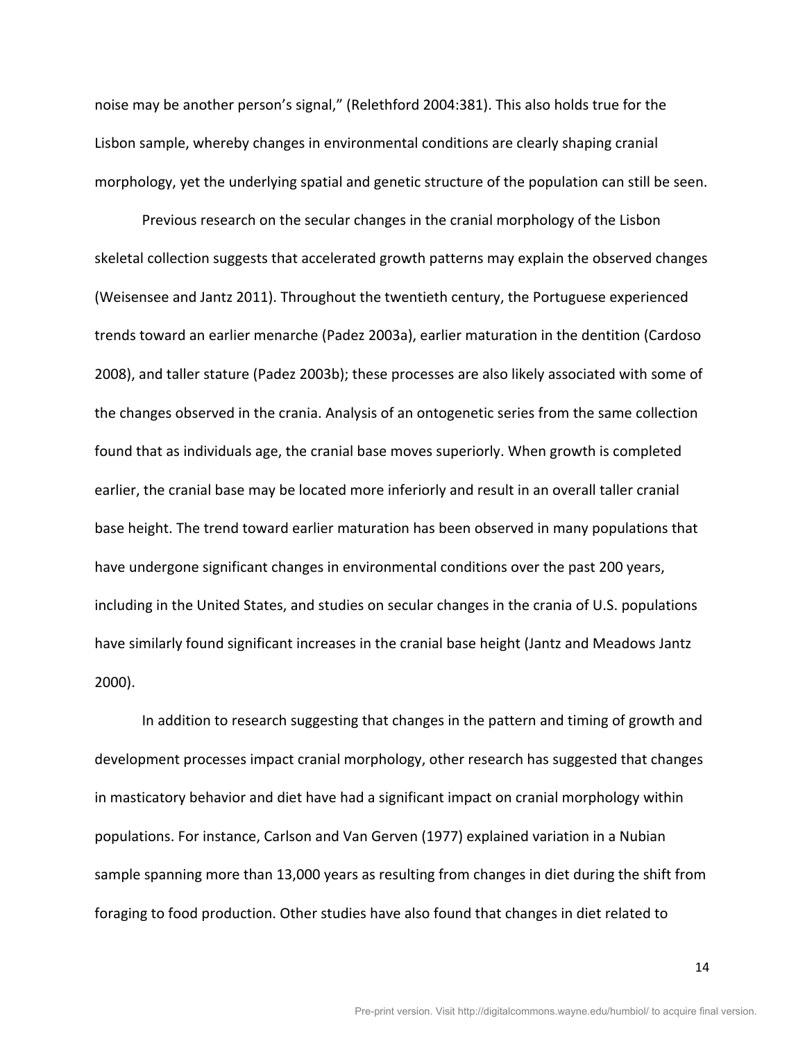noise may be another person's signal," (Relethford 2004:381). This also holds true for the Lisbon sample, whereby changes in environmental conditions are clearly shaping cranial morphology, yet the underlying spatial and genetic structure of the population can still be seen.

Previous research on the secular changes in the cranial morphology of the Lisbon skeletal collection suggests that accelerated growth patterns may explain the observed changes (Weisensee and Jantz 2011). Throughout the twentieth century, the Portuguese experienced trends toward an earlier menarche (Padez 2003a), earlier maturation in the dentition (Cardoso 2008), and taller stature (Padez 2003b); these processes are also likely associated with some of the changes observed in the crania. Analysis of an ontogenetic series from the same collection found that as individuals age, the cranial base moves superiorly. When growth is completed earlier, the cranial base may be located more inferiorly and result in an overall taller cranial base height. The trend toward earlier maturation has been observed in many populations that have undergone significant changes in environmental conditions over the past 200 years, including in the United States, and studies on secular changes in the crania of U.S. populations have similarly found significant increases in the cranial base height (Jantz and Meadows Jantz 2000).

In addition to research suggesting that changes in the pattern and timing of growth and development processes impact cranial morphology, other research has suggested that changes in masticatory behavior and diet have had a significant impact on cranial morphology within populations. For instance, Carlson and Van Gerven (1977) explained variation in a Nubian sample spanning more than 13,000 years as resulting from changes in diet during the shift from foraging to food production. Other studies have also found that changes in diet related to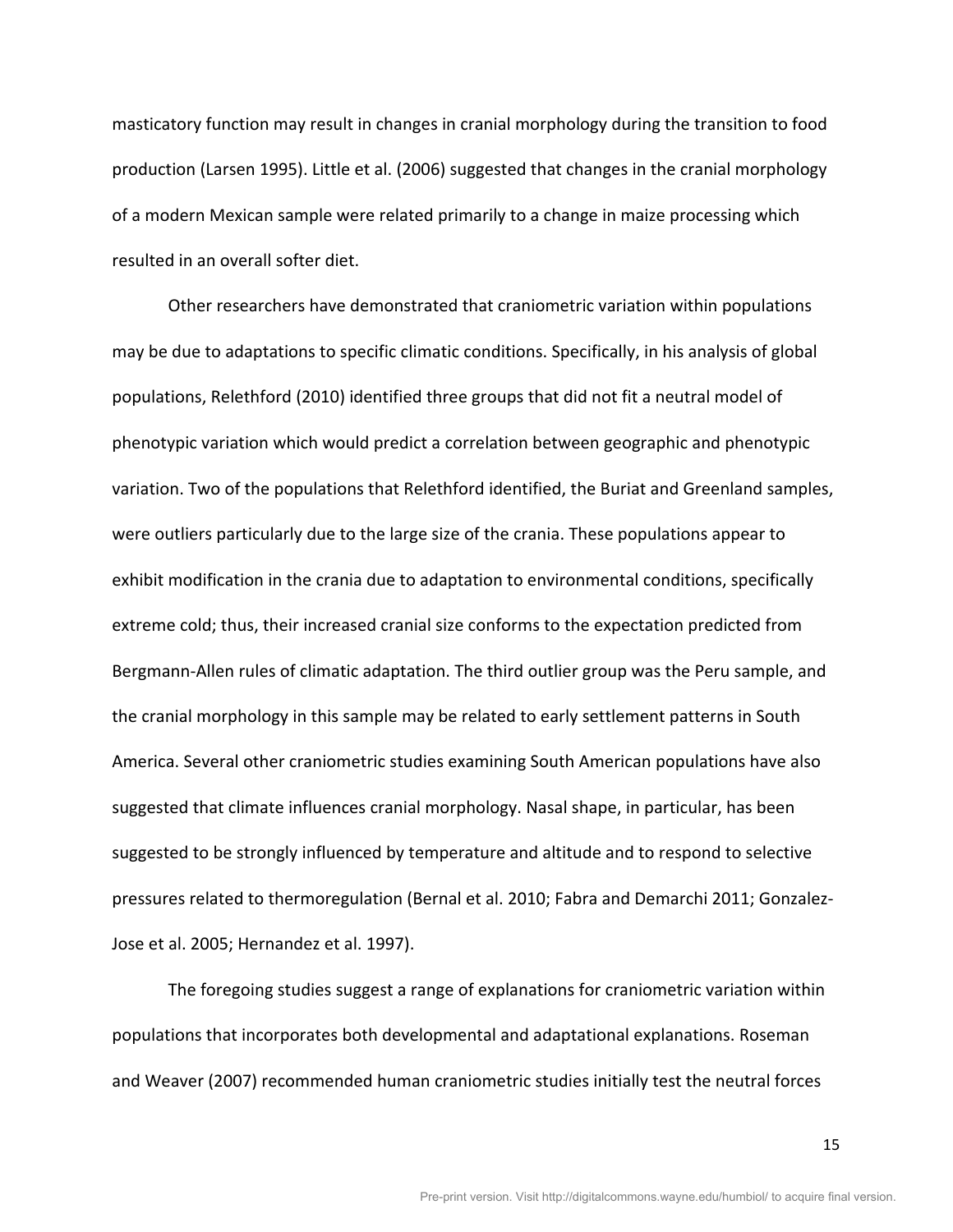masticatory function may result in changes in cranial morphology during the transition to food production (Larsen 1995). Little et al. (2006) suggested that changes in the cranial morphology of a modern Mexican sample were related primarily to a change in maize processing which resulted in an overall softer diet.

Other researchers have demonstrated that craniometric variation within populations may be due to adaptations to specific climatic conditions. Specifically, in his analysis of global populations, Relethford (2010) identified three groups that did not fit a neutral model of phenotypic variation which would predict a correlation between geographic and phenotypic variation. Two of the populations that Relethford identified, the Buriat and Greenland samples, were outliers particularly due to the large size of the crania. These populations appear to exhibit modification in the crania due to adaptation to environmental conditions, specifically extreme cold; thus, their increased cranial size conforms to the expectation predicted from Bergmann-Allen rules of climatic adaptation. The third outlier group was the Peru sample, and the cranial morphology in this sample may be related to early settlement patterns in South America. Several other craniometric studies examining South American populations have also suggested that climate influences cranial morphology. Nasal shape, in particular, has been suggested to be strongly influenced by temperature and altitude and to respond to selective pressures related to thermoregulation (Bernal et al. 2010; Fabra and Demarchi 2011; Gonzalez-Jose et al. 2005; Hernandez et al. 1997).

The foregoing studies suggest a range of explanations for craniometric variation within populations that incorporates both developmental and adaptational explanations. Roseman and Weaver (2007) recommended human craniometric studies initially test the neutral forces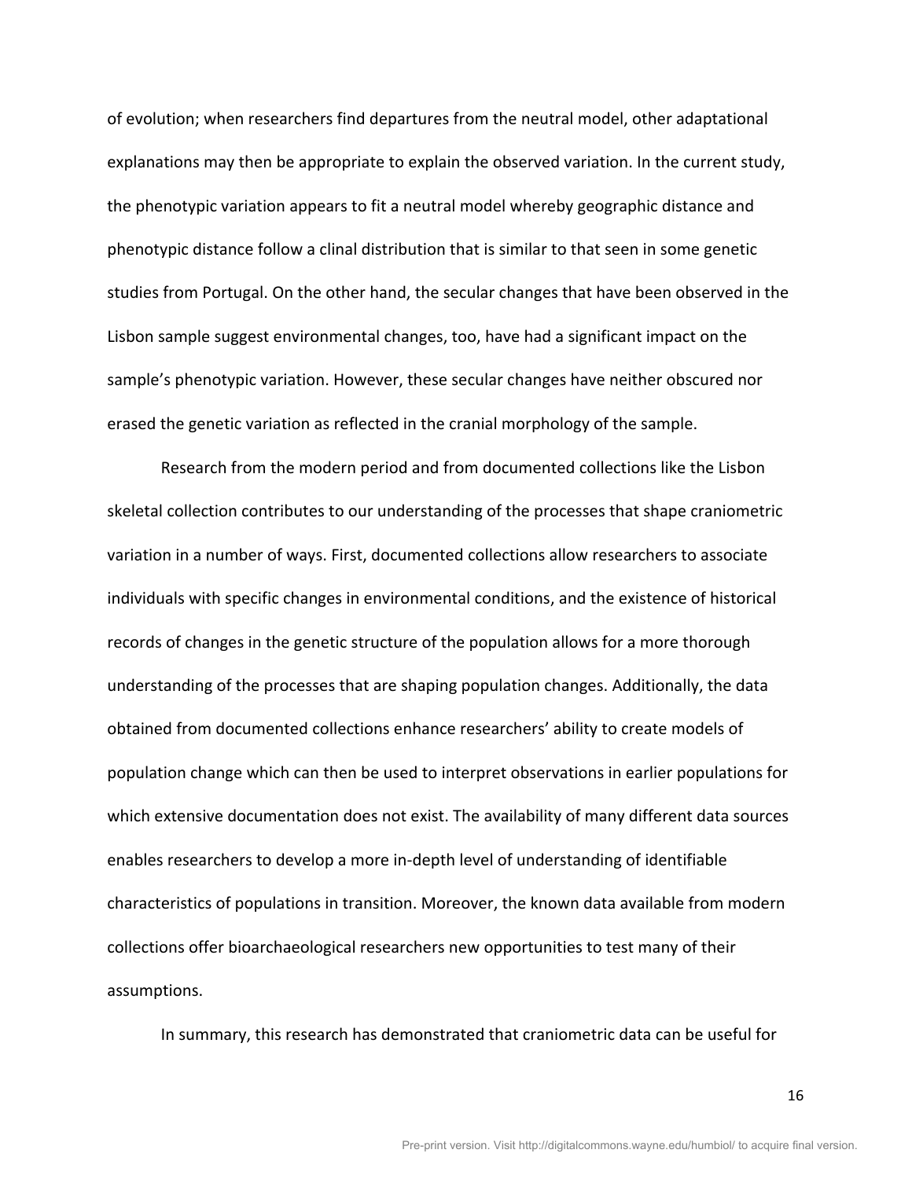of evolution; when researchers find departures from the neutral model, other adaptational explanations may then be appropriate to explain the observed variation. In the current study, the phenotypic variation appears to fit a neutral model whereby geographic distance and phenotypic distance follow a clinal distribution that is similar to that seen in some genetic studies from Portugal. On the other hand, the secular changes that have been observed in the Lisbon sample suggest environmental changes, too, have had a significant impact on the sample's phenotypic variation. However, these secular changes have neither obscured nor erased the genetic variation as reflected in the cranial morphology of the sample.

Research from the modern period and from documented collections like the Lisbon skeletal collection contributes to our understanding of the processes that shape craniometric variation in a number of ways. First, documented collections allow researchers to associate individuals with specific changes in environmental conditions, and the existence of historical records of changes in the genetic structure of the population allows for a more thorough understanding of the processes that are shaping population changes. Additionally, the data obtained from documented collections enhance researchers' ability to create models of population change which can then be used to interpret observations in earlier populations for which extensive documentation does not exist. The availability of many different data sources enables researchers to develop a more in-depth level of understanding of identifiable characteristics of populations in transition. Moreover, the known data available from modern collections offer bioarchaeological researchers new opportunities to test many of their assumptions.

In summary, this research has demonstrated that craniometric data can be useful for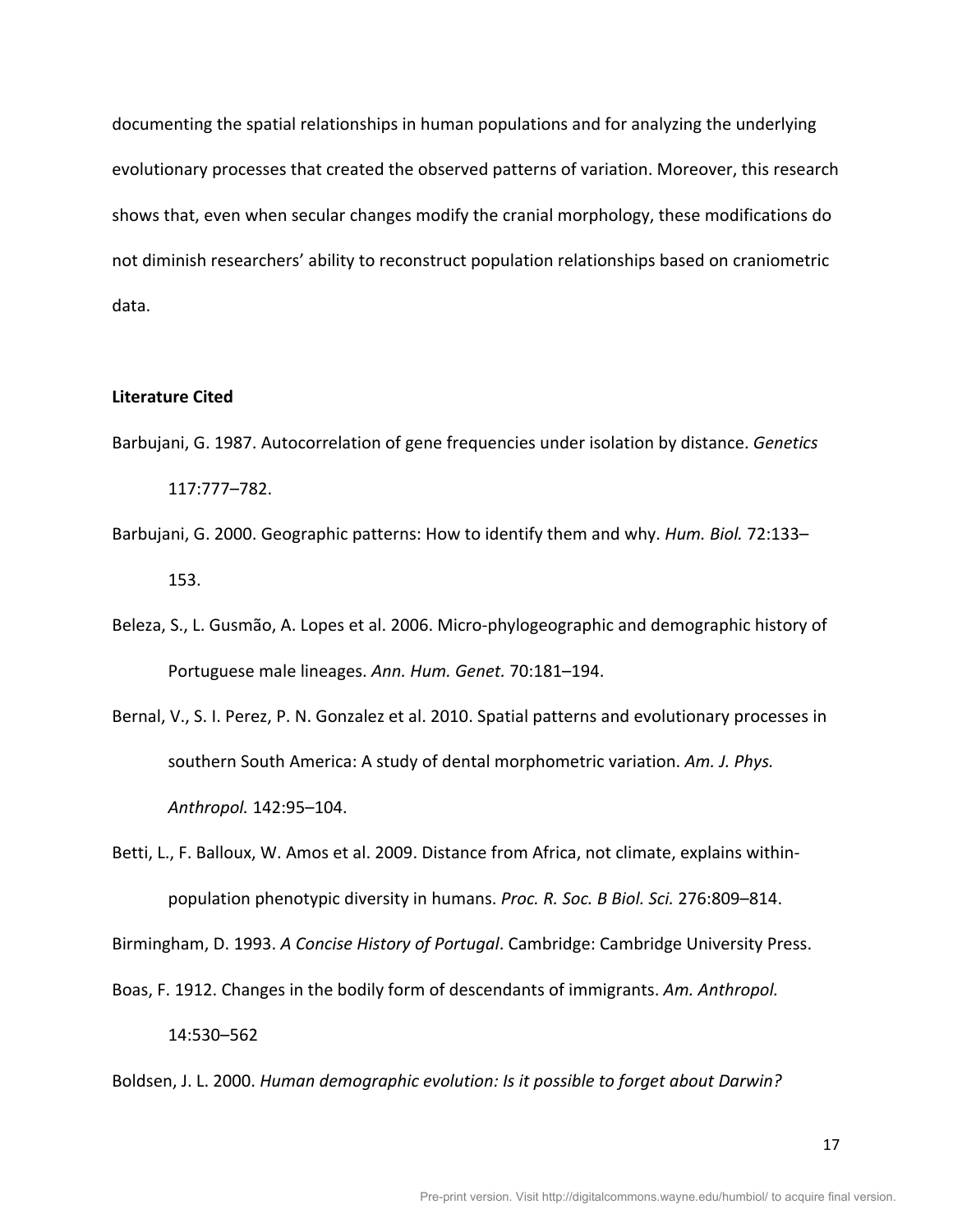documenting the spatial relationships in human populations and for analyzing the underlying evolutionary processes that created the observed patterns of variation. Moreover, this research shows that, even when secular changes modify the cranial morphology, these modifications do not diminish researchers' ability to reconstruct population relationships based on craniometric data.

**Literature Cited**

Barbujani, G. 1987. Autocorrelation of gene frequencies under isolation by distance. *Genetics* 117:777–782.

Barbujani, G. 2000. Geographic patterns: How to identify them and why. *Hum. Biol.* 72:133–153.

Beleza, S., L. Gusmão, A. Lopes et al. 2006. Micro-phylogeographic and demographic history of Portuguese male lineages. *Ann. Hum. Genet.* 70:181–194.

Bernal, V., S. I. Perez, P. N. Gonzalez et al. 2010. Spatial patterns and evolutionary processes in southern South America: A study of dental morphometric variation. *Am. J. Phys. Anthropol.* 142:95–104.

Betti, L., F. Balloux, W. Amos et al. 2009. Distance from Africa, not climate, explains within-population phenotypic diversity in humans. *Proc. R. Soc. B Biol. Sci.* 276:809–814.

Birmingham, D. 1993. *A Concise History of Portugal*. Cambridge: Cambridge University Press.

Boas, F. 1912. Changes in the bodily form of descendants of immigrants. *Am. Anthropol.* 14:530–562

Boldsen, J. L. 2000. *Human demographic evolution: Is it possible to forget about Darwin?*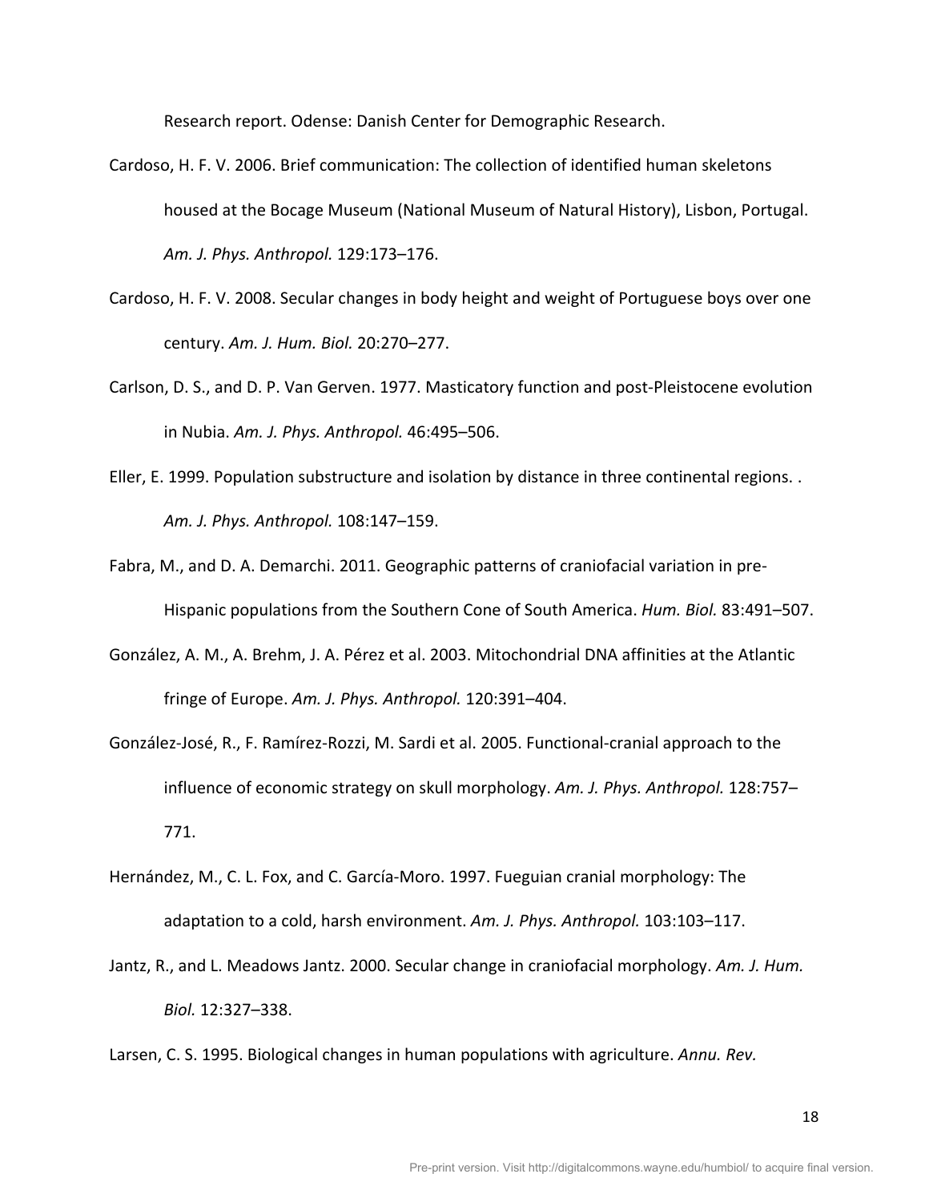Research report. Odense: Danish Center for Demographic Research.

Cardoso, H. F. V. 2006. Brief communication: The collection of identified human skeletons housed at the Bocage Museum (National Museum of Natural History), Lisbon, Portugal. *Am. J. Phys. Anthropol.* 129:173–176.

Cardoso, H. F. V. 2008. Secular changes in body height and weight of Portuguese boys over one century. *Am. J. Hum. Biol.* 20:270–277.

Carlson, D. S., and D. P. Van Gerven. 1977. Masticatory function and post-Pleistocene evolution in Nubia. *Am. J. Phys. Anthropol.* 46:495–506.

Eller, E. 1999. Population substructure and isolation by distance in three continental regions. . *Am. J. Phys. Anthropol.* 108:147–159.

Fabra, M., and D. A. Demarchi. 2011. Geographic patterns of craniofacial variation in pre-Hispanic populations from the Southern Cone of South America. *Hum. Biol.* 83:491–507.

González, A. M., A. Brehm, J. A. Pérez et al. 2003. Mitochondrial DNA affinities at the Atlantic fringe of Europe. *Am. J. Phys. Anthropol.* 120:391–404.

González-José, R., F. Ramírez-Rozzi, M. Sardi et al. 2005. Functional-cranial approach to the influence of economic strategy on skull morphology. *Am. J. Phys. Anthropol.* 128:757–771.

Hernández, M., C. L. Fox, and C. García-Moro. 1997. Fueguian cranial morphology: The adaptation to a cold, harsh environment. *Am. J. Phys. Anthropol.* 103:103–117.

Jantz, R., and L. Meadows Jantz. 2000. Secular change in craniofacial morphology. *Am. J. Hum. Biol.* 12:327–338.

Larsen, C. S. 1995. Biological changes in human populations with agriculture. *Annu. Rev.*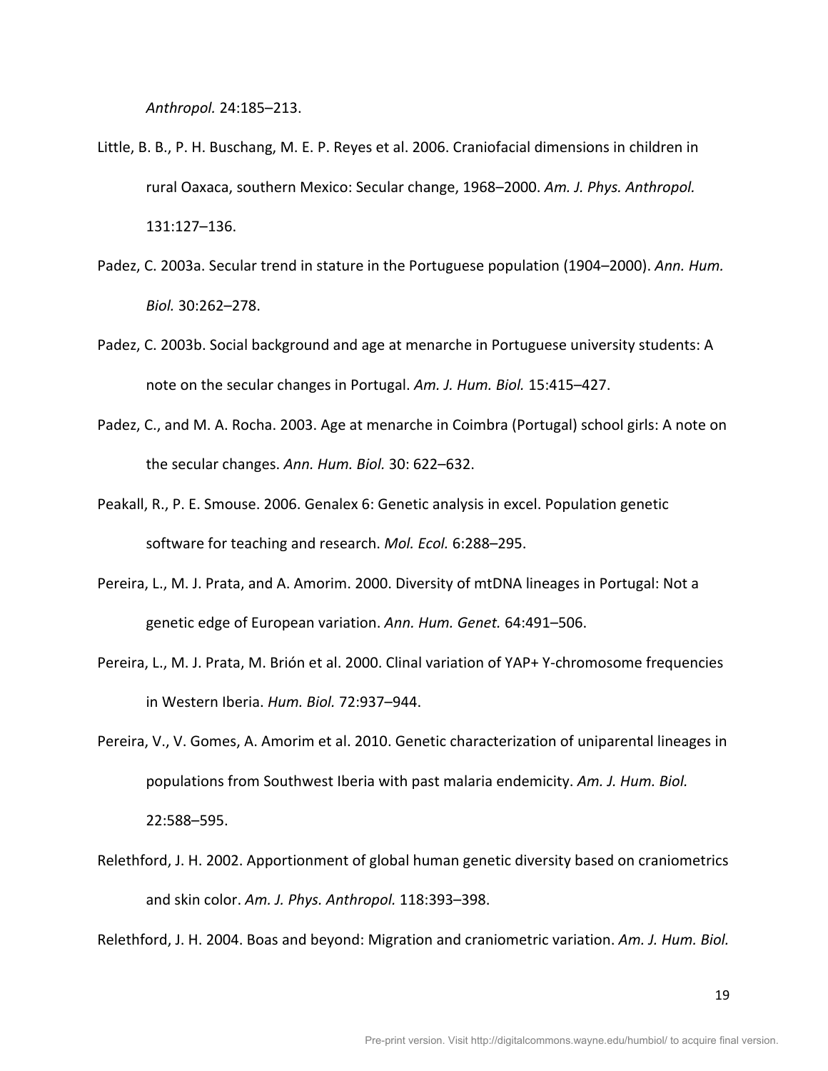*Anthropol.* 24:185–213.

Little, B. B., P. H. Buschang, M. E. P. Reyes et al. 2006. Craniofacial dimensions in children in rural Oaxaca, southern Mexico: Secular change, 1968–2000. *Am. J. Phys. Anthropol.* 131:127–136.

Padez, C. 2003a. Secular trend in stature in the Portuguese population (1904–2000). *Ann. Hum. Biol.* 30:262–278.

Padez, C. 2003b. Social background and age at menarche in Portuguese university students: A note on the secular changes in Portugal. *Am. J. Hum. Biol.* 15:415–427.

Padez, C., and M. A. Rocha. 2003. Age at menarche in Coimbra (Portugal) school girls: A note on the secular changes. *Ann. Hum. Biol.* 30: 622–632.

Peakall, R., P. E. Smouse. 2006. Genalex 6: Genetic analysis in excel. Population genetic software for teaching and research. *Mol. Ecol.* 6:288–295.

Pereira, L., M. J. Prata, and A. Amorim. 2000. Diversity of mtDNA lineages in Portugal: Not a genetic edge of European variation. *Ann. Hum. Genet.* 64:491–506.

Pereira, L., M. J. Prata, M. Brión et al. 2000. Clinal variation of YAP+ Y-chromosome frequencies in Western Iberia. *Hum. Biol.* 72:937–944.

Pereira, V., V. Gomes, A. Amorim et al. 2010. Genetic characterization of uniparental lineages in populations from Southwest Iberia with past malaria endemicity. *Am. J. Hum. Biol.* 22:588–595.

Relethford, J. H. 2002. Apportionment of global human genetic diversity based on craniometrics and skin color. *Am. J. Phys. Anthropol.* 118:393–398.

Relethford, J. H. 2004. Boas and beyond: Migration and craniometric variation. *Am. J. Hum. Biol.*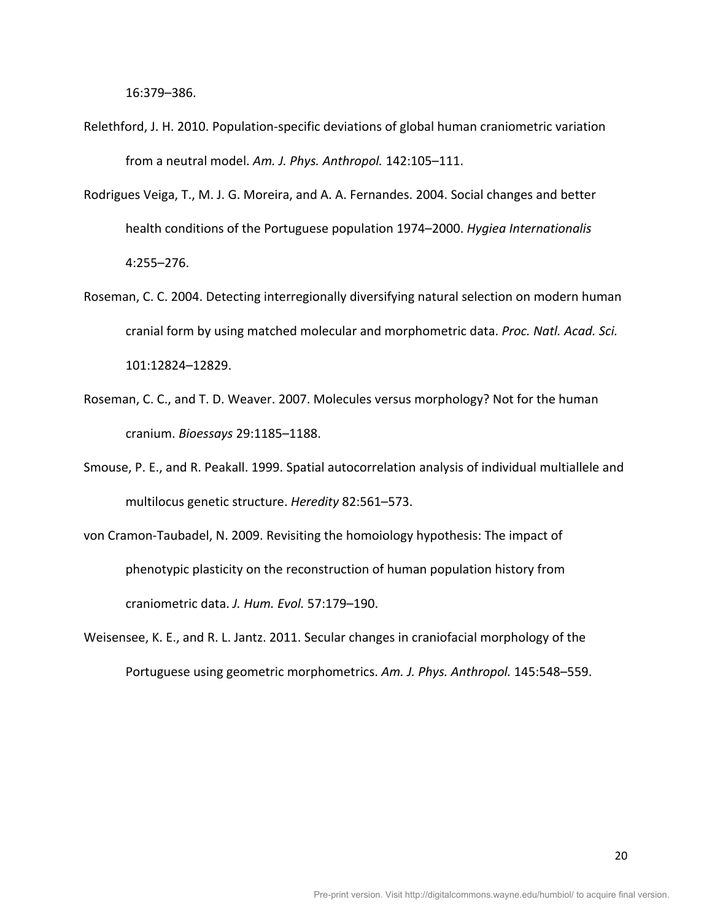16:379–386.

Relethford, J. H. 2010. Population-specific deviations of global human craniometric variation from a neutral model. *Am. J. Phys. Anthropol.* 142:105–111.

Rodrigues Veiga, T., M. J. G. Moreira, and A. A. Fernandes. 2004. Social changes and better health conditions of the Portuguese population 1974–2000. *Hygiea Internationalis* 4:255–276.

Roseman, C. C. 2004. Detecting interregionally diversifying natural selection on modern human cranial form by using matched molecular and morphometric data. *Proc. Natl. Acad. Sci.* 101:12824–12829.

Roseman, C. C., and T. D. Weaver. 2007. Molecules versus morphology? Not for the human cranium. *Bioessays* 29:1185–1188.

Smouse, P. E., and R. Peakall. 1999. Spatial autocorrelation analysis of individual multiallele and multilocus genetic structure. *Heredity* 82:561–573.

von Cramon-Taubadel, N. 2009. Revisiting the homoiology hypothesis: The impact of phenotypic plasticity on the reconstruction of human population history from craniometric data. *J. Hum. Evol.* 57:179–190.

Weisensee, K. E., and R. L. Jantz. 2011. Secular changes in craniofacial morphology of the Portuguese using geometric morphometrics. *Am. J. Phys. Anthropol.* 145:548–559.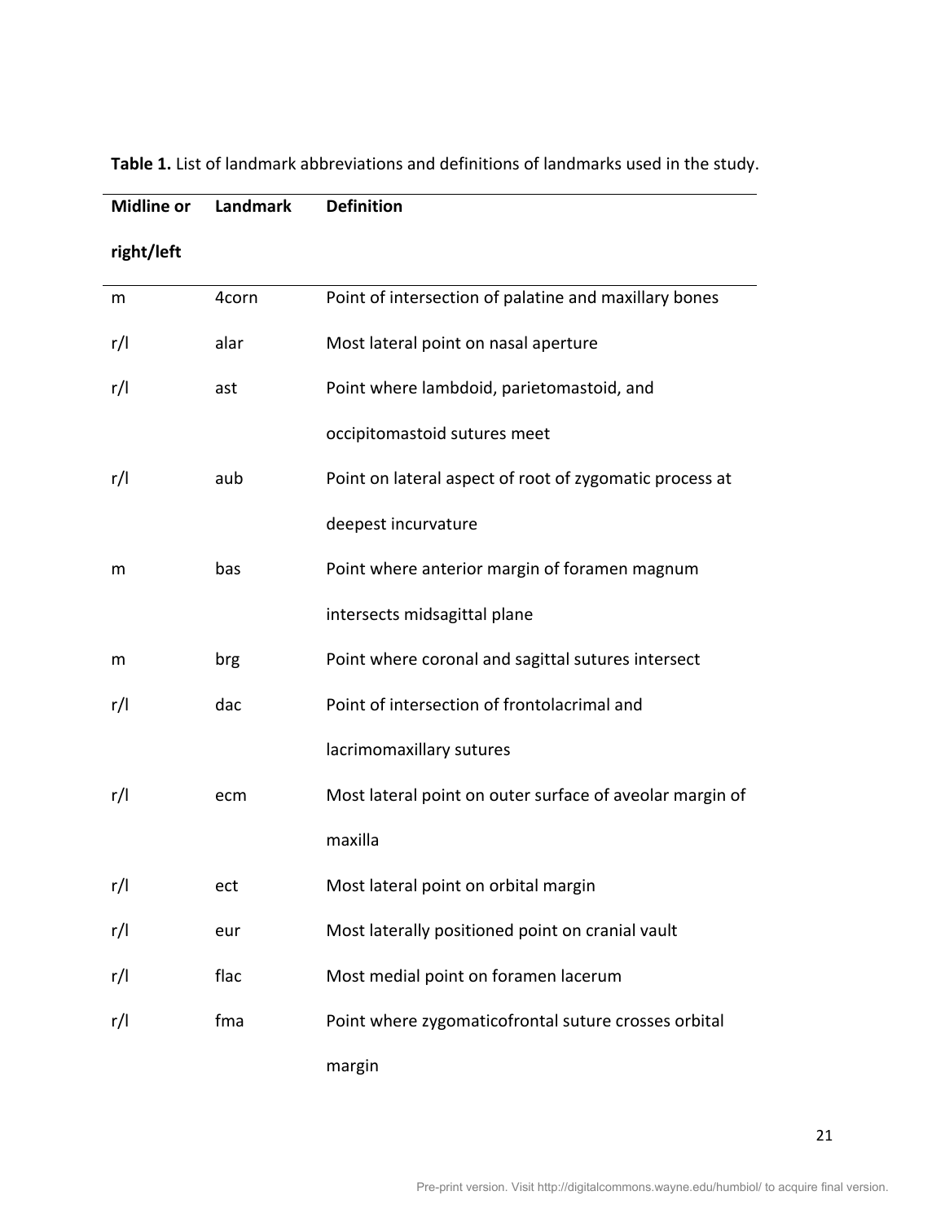**Table 1.** List of landmark abbreviations and definitions of landmarks used in the study.

| Midline or right/left | Landmark | Definition |
|---|---|---|
| m | 4corn | Point of intersection of palatine and maxillary bones |
| r/l | alar | Most lateral point on nasal aperture |
| r/l | ast | Point where lambdoid, parietomastoid, and occipitomastoid sutures meet |
| r/l | aub | Point on lateral aspect of root of zygomatic process at deepest incurvature |
| m | bas | Point where anterior margin of foramen magnum intersects midsagittal plane |
| m | brg | Point where coronal and sagittal sutures intersect |
| r/l | dac | Point of intersection of frontolacrimal and lacrimomaxillary sutures |
| r/l | ecm | Most lateral point on outer surface of aveolar margin of maxilla |
| r/l | ect | Most lateral point on orbital margin |
| r/l | eur | Most laterally positioned point on cranial vault |
| r/l | flac | Most medial point on foramen lacerum |
| r/l | fma | Point where zygomaticofrontal suture crosses orbital margin |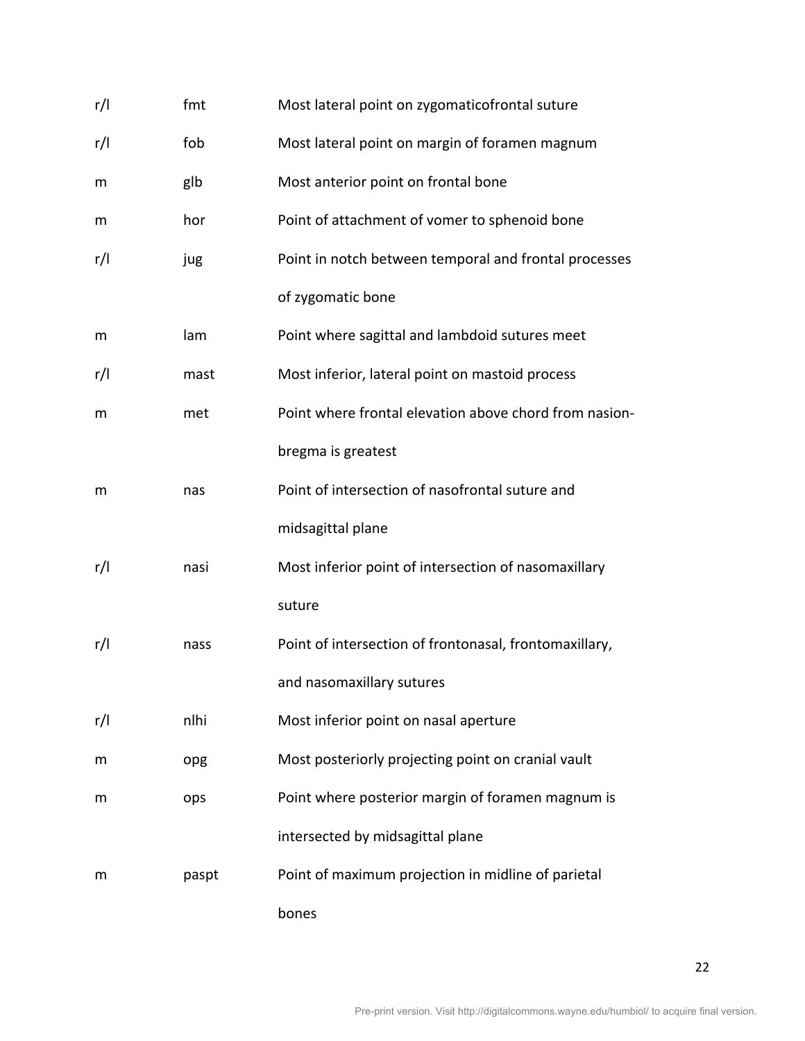| | | |
|---|---|---|
| r/l | fmt | Most lateral point on zygomaticofrontal suture |
| r/l | fob | Most lateral point on margin of foramen magnum |
| m | glb | Most anterior point on frontal bone |
| m | hor | Point of attachment of vomer to sphenoid bone |
| r/l | jug | Point in notch between temporal and frontal processes of zygomatic bone |
| m | lam | Point where sagittal and lambdoid sutures meet |
| r/l | mast | Most inferior, lateral point on mastoid process |
| m | met | Point where frontal elevation above chord from nasion-bregma is greatest |
| m | nas | Point of intersection of nasofrontal suture and midsagittal plane |
| r/l | nasi | Most inferior point of intersection of nasomaxillary suture |
| r/l | nass | Point of intersection of frontonasal, frontomaxillary, and nasomaxillary sutures |
| r/l | nlhi | Most inferior point on nasal aperture |
| m | opg | Most posteriorly projecting point on cranial vault |
| m | ops | Point where posterior margin of foramen magnum is intersected by midsagittal plane |
| m | paspt | Point of maximum projection in midline of parietal bones |

Pre-print version. Visit http://digitalcommons.wayne.edu/humbiol/ to acquire final version.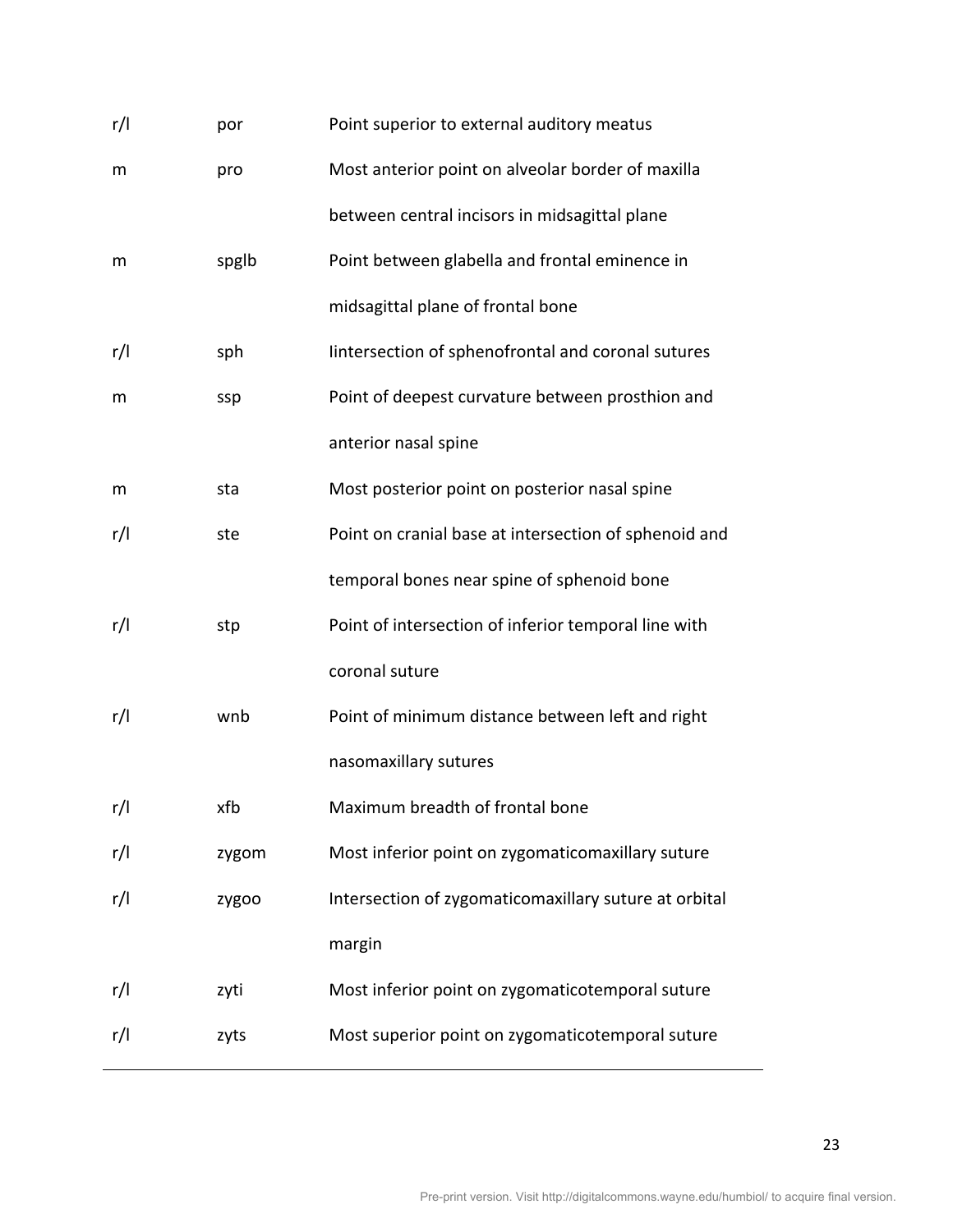| | | |
|---|---|---|
| r/l | por | Point superior to external auditory meatus |
| m | pro | Most anterior point on alveolar border of maxilla between central incisors in midsagittal plane |
| m | spglb | Point between glabella and frontal eminence in midsagittal plane of frontal bone |
| r/l | sph | Iintersection of sphenofrontal and coronal sutures |
| m | ssp | Point of deepest curvature between prosthion and anterior nasal spine |
| m | sta | Most posterior point on posterior nasal spine |
| r/l | ste | Point on cranial base at intersection of sphenoid and temporal bones near spine of sphenoid bone |
| r/l | stp | Point of intersection of inferior temporal line with coronal suture |
| r/l | wnb | Point of minimum distance between left and right nasomaxillary sutures |
| r/l | xfb | Maximum breadth of frontal bone |
| r/l | zygom | Most inferior point on zygomaticomaxillary suture |
| r/l | zygoo | Intersection of zygomaticomaxillary suture at orbital margin |
| r/l | zyti | Most inferior point on zygomaticotemporal suture |
| r/l | zyts | Most superior point on zygomaticotemporal suture |

Pre-print version. Visit http://digitalcommons.wayne.edu/humbiol/ to acquire final version.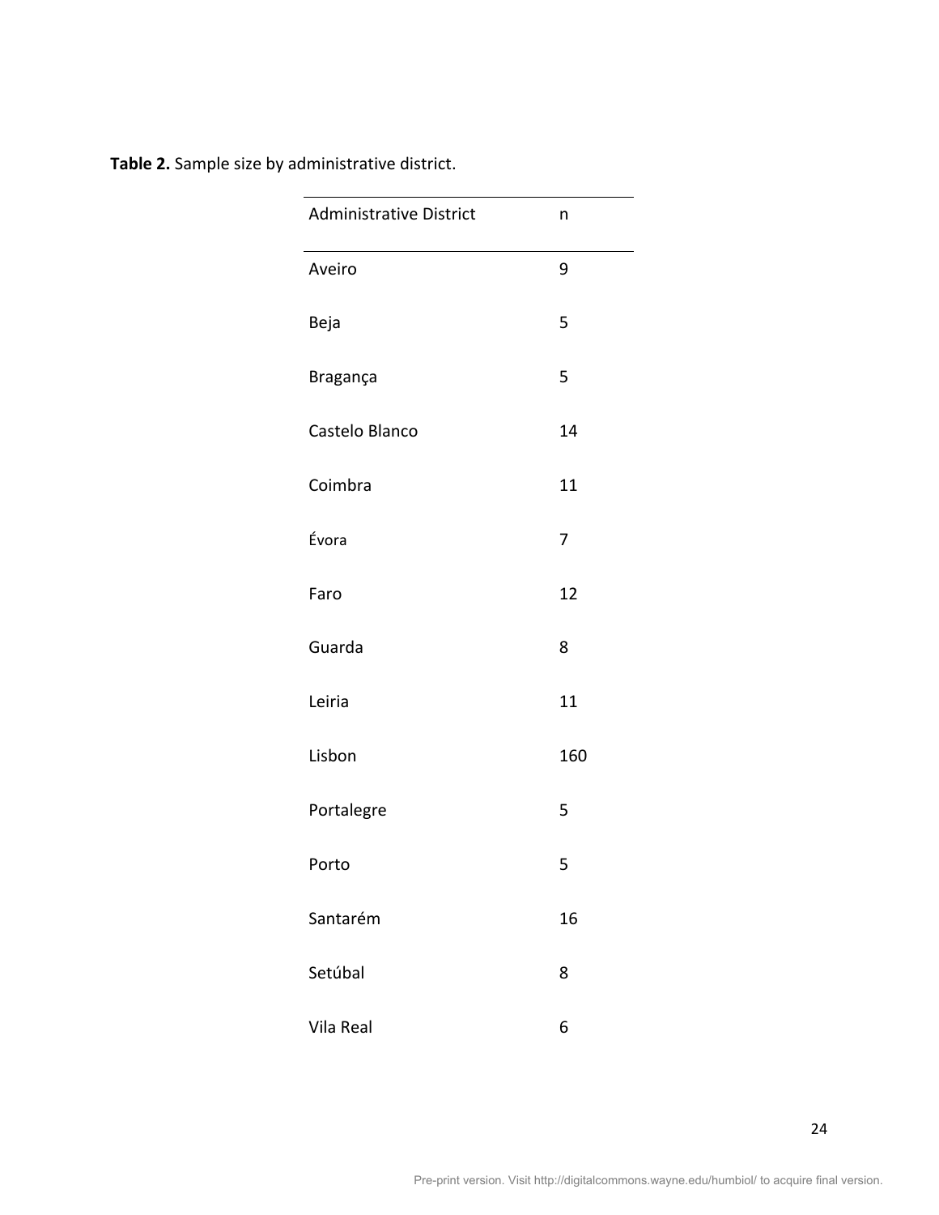**Table 2.** Sample size by administrative district.

| Administrative District | n |
|---|---|
| Aveiro | 9 |
| Beja | 5 |
| Bragança | 5 |
| Castelo Blanco | 14 |
| Coimbra | 11 |
| Évora | 7 |
| Faro | 12 |
| Guarda | 8 |
| Leiria | 11 |
| Lisbon | 160 |
| Portalegre | 5 |
| Porto | 5 |
| Santarém | 16 |
| Setúbal | 8 |
| Vila Real | 6 |

Pre-print version. Visit http://digitalcommons.wayne.edu/humbiol/ to acquire final version.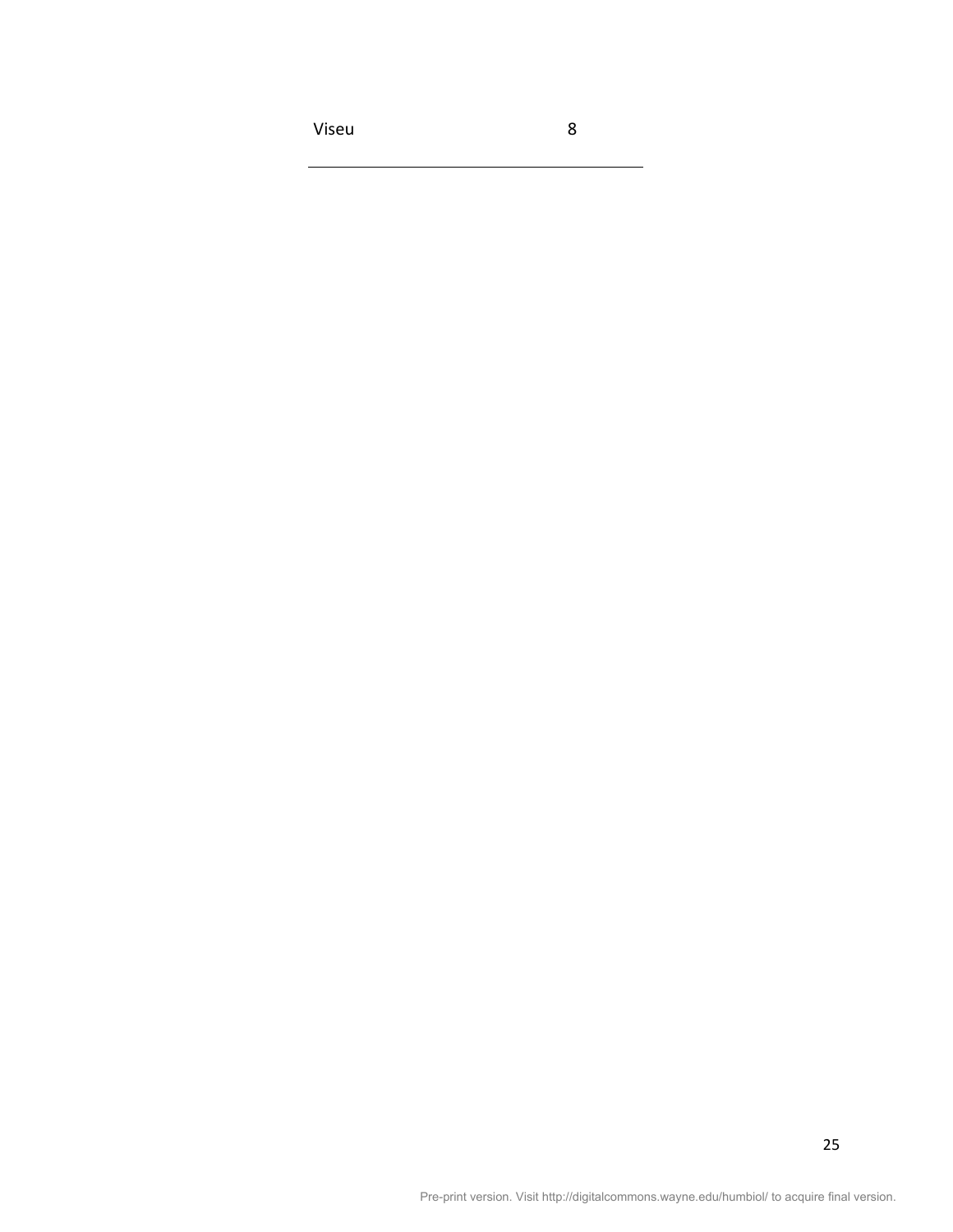| Viseu | 8 |
|---|---|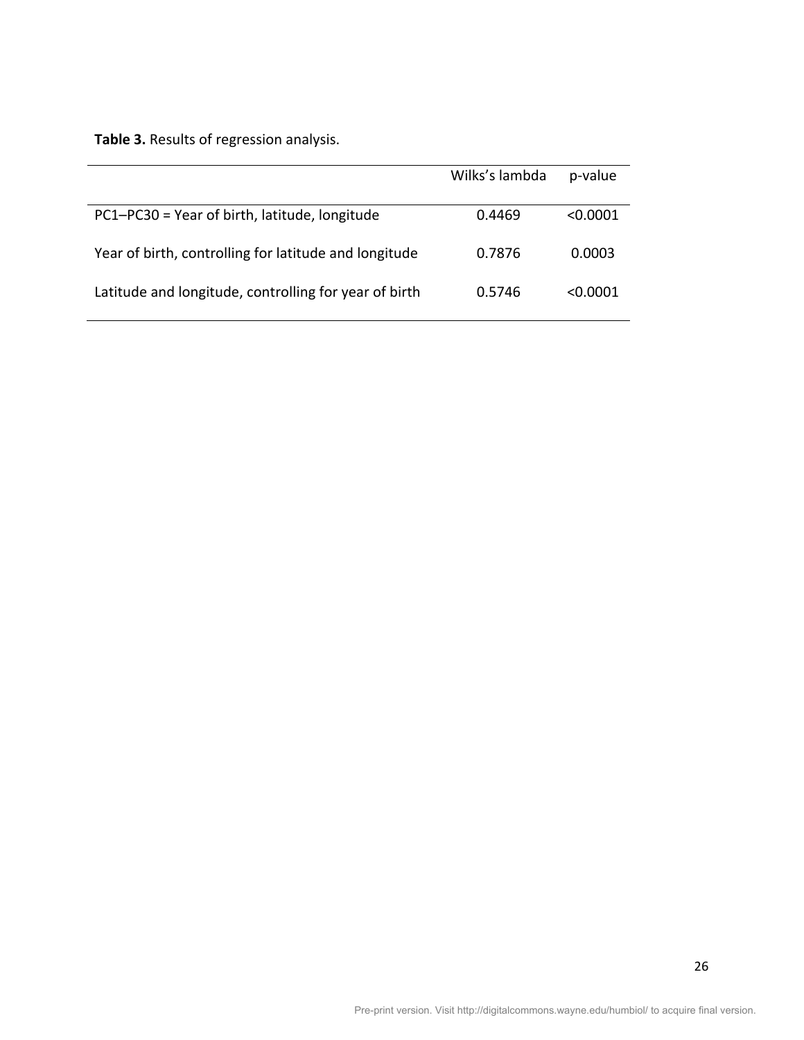**Table 3.** Results of regression analysis.

| | Wilks's lambda | p-value |
|---|---|---|
| PC1–PC30 = Year of birth, latitude, longitude | 0.4469 | <0.0001 |
| Year of birth, controlling for latitude and longitude | 0.7876 | 0.0003 |
| Latitude and longitude, controlling for year of birth | 0.5746 | <0.0001 |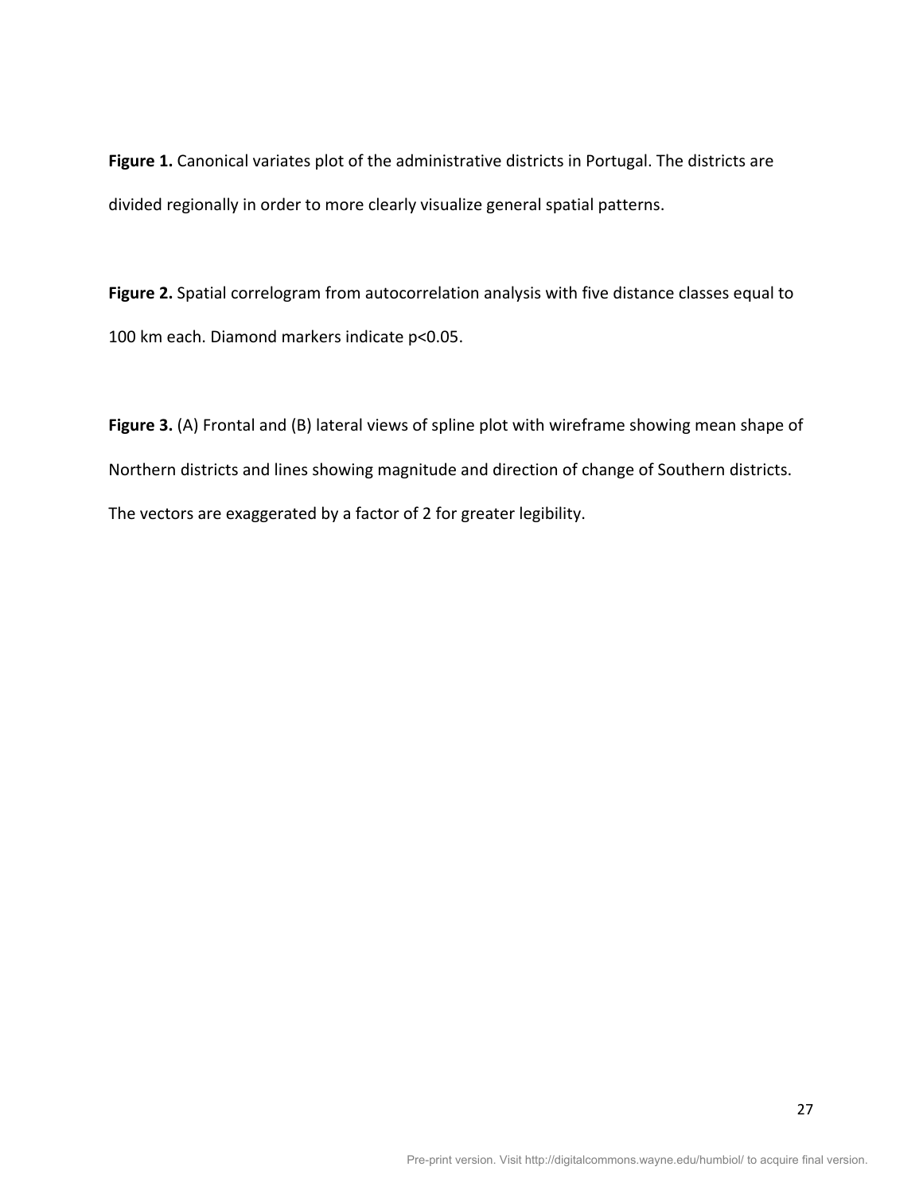**Figure 1.** Canonical variates plot of the administrative districts in Portugal. The districts are divided regionally in order to more clearly visualize general spatial patterns.

**Figure 2.** Spatial correlogram from autocorrelation analysis with five distance classes equal to 100 km each. Diamond markers indicate $p<0.05$.

**Figure 3.** (A) Frontal and (B) lateral views of spline plot with wireframe showing mean shape of Northern districts and lines showing magnitude and direction of change of Southern districts. The vectors are exaggerated by a factor of 2 for greater legibility.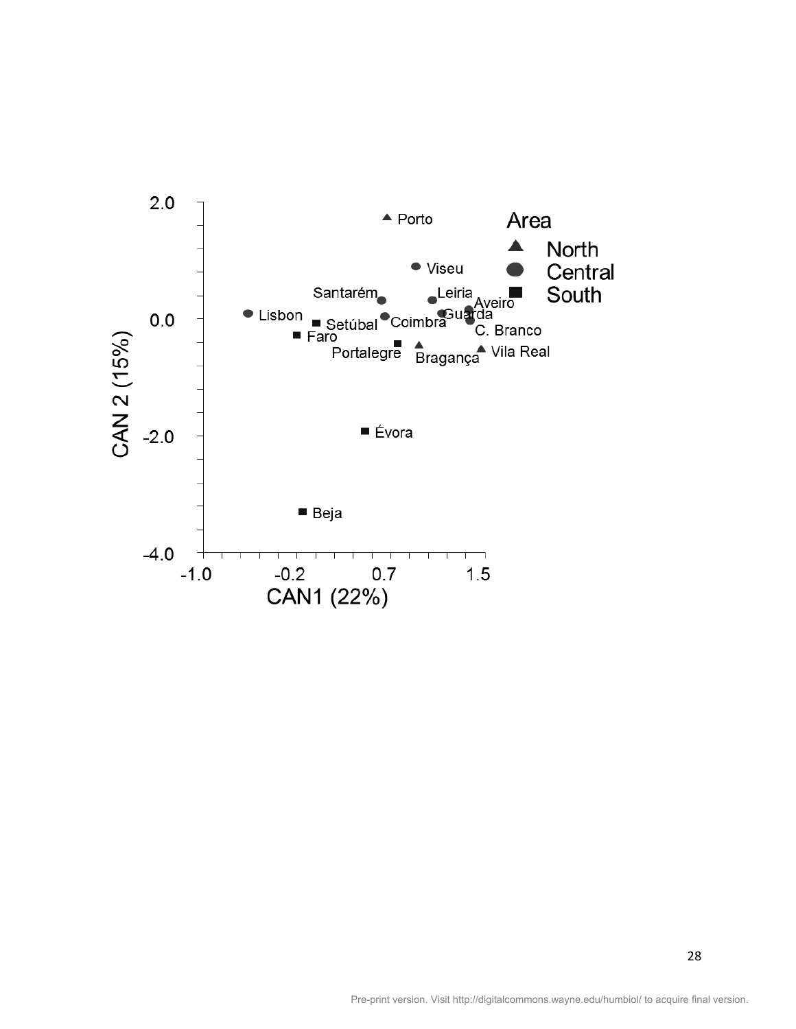Area

- ▲ North
- ● Central
- ■ South

CAN 2 (15%)

CAN1 (22%)

2.0, 0.0, -2.0, -4.0

-1.0, -0.2, 0.7, 1.5

Porto, Viseu, Santarém, Leiria, Aveiro, Lisbon, Guarda, Coimbra, Setúbal, C. Branco, Faro, Portalegre, Bragança, Vila Real, Évora, Beja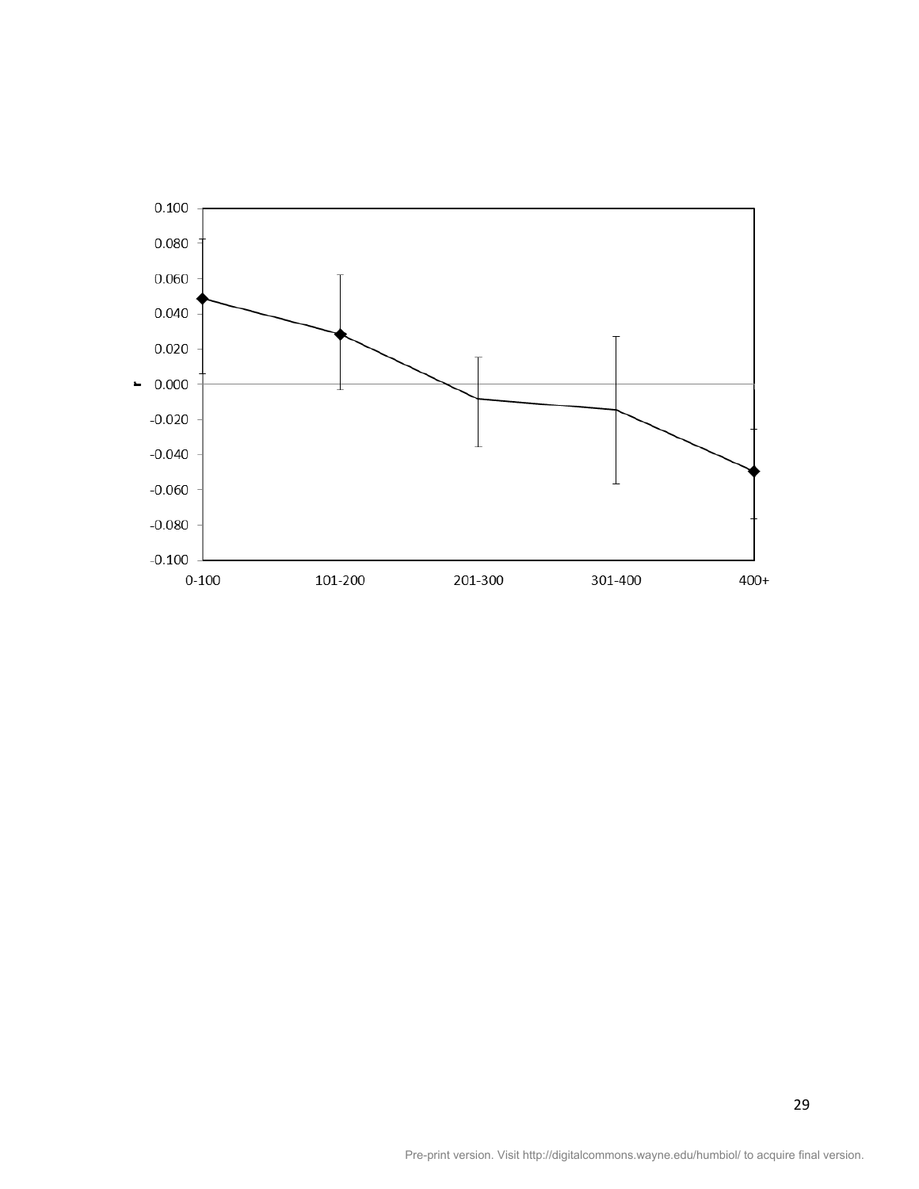0.100

0.080

0.060

0.040

0.020

r 0.000

-0.020

-0.040

-0.060

-0.080

-0.100

0-100 101-200 201-300 301-400 400+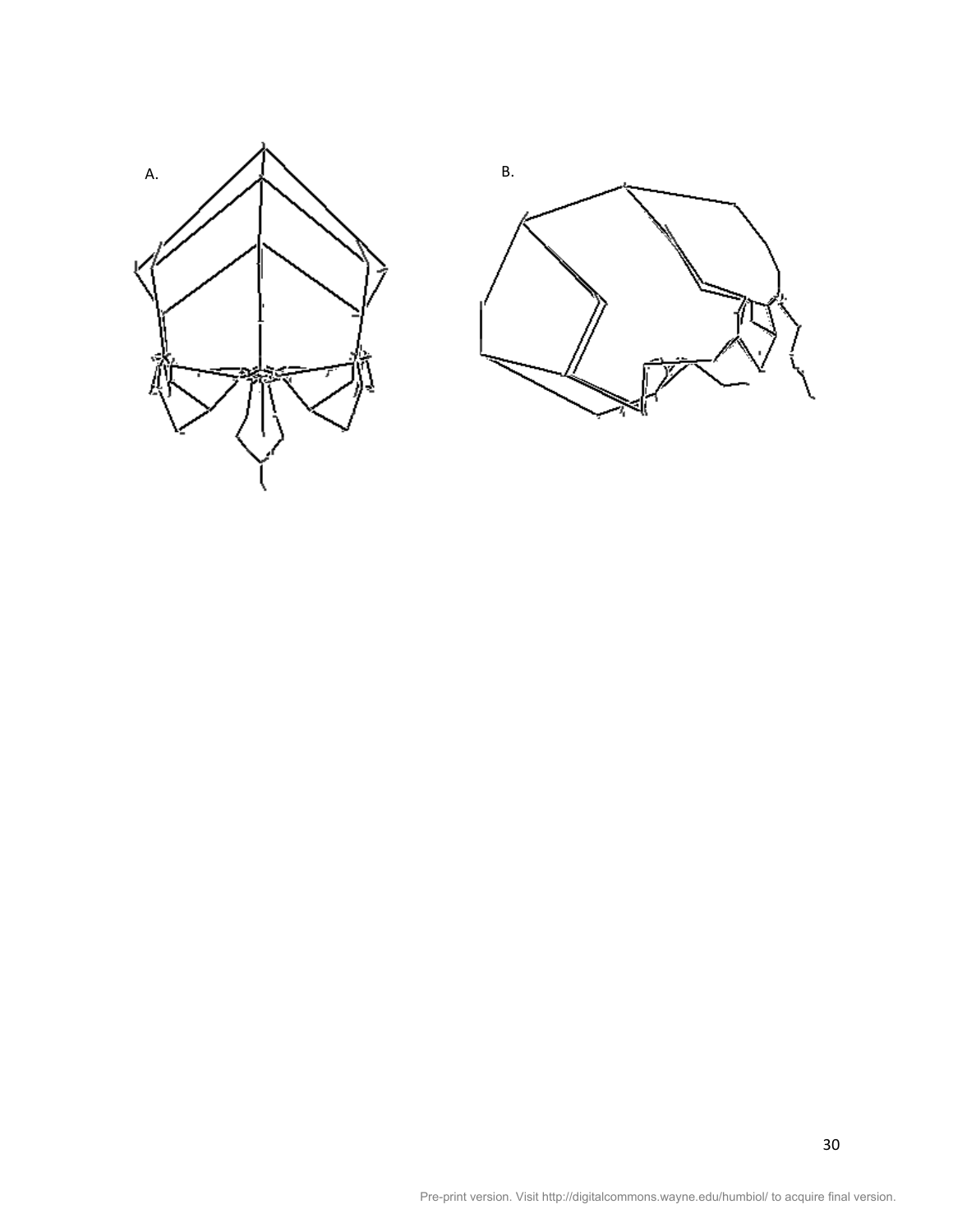A.

B.